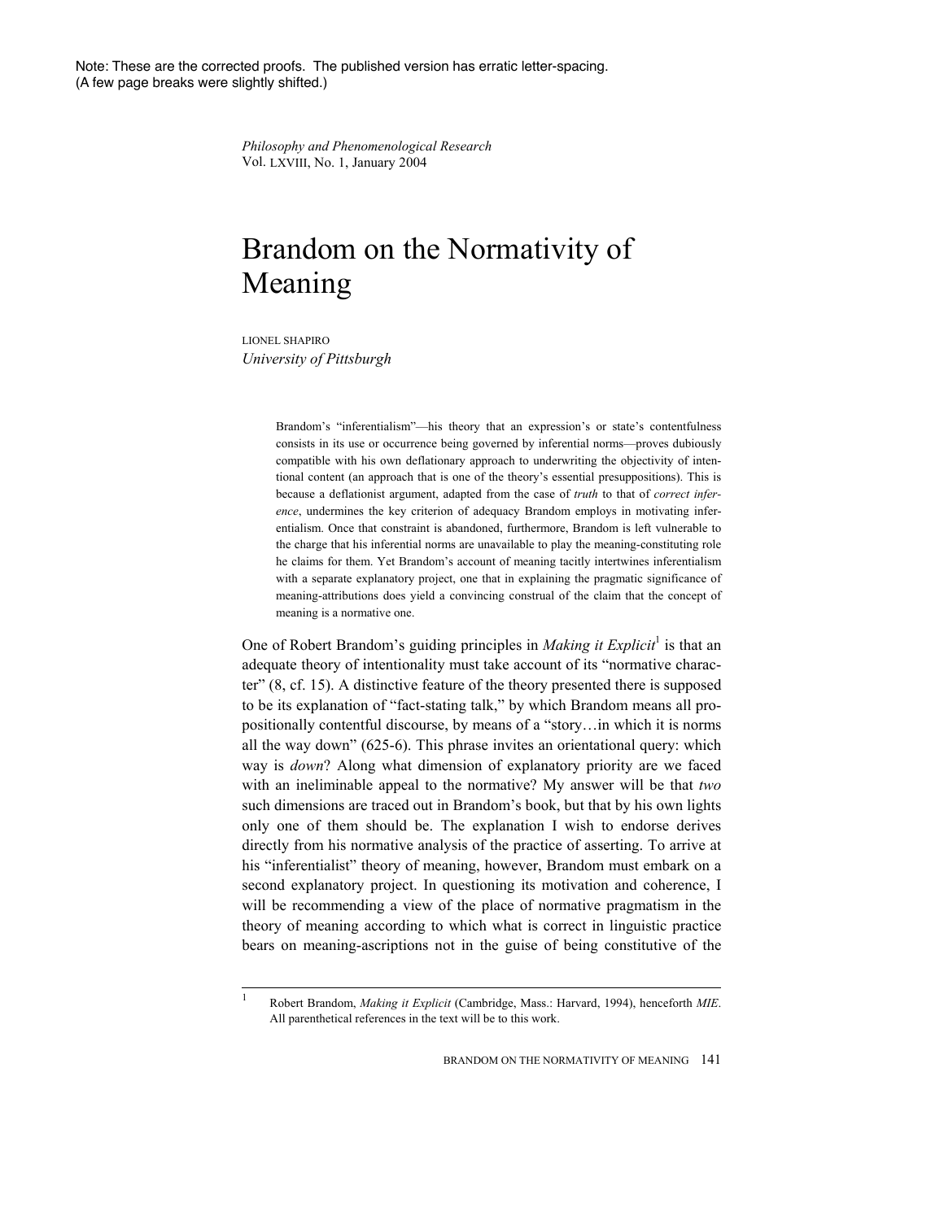Note: These are the corrected proofs. The published version has erratic letter-spacing.
(A few page breaks were slightly shifted.)

*Philosophy and Phenomenological Research*
Vol. LXVIII, No. 1, January 2004

# Brandom on the Normativity of Meaning

LIONEL SHAPIRO
*University of Pittsburgh*

> Brandom's "inferentialism"—his theory that an expression's or state's contentfulness consists in its use or occurrence being governed by inferential norms—proves dubiously compatible with his own deflationary approach to underwriting the objectivity of intentional content (an approach that is one of the theory's essential presuppositions). This is because a deflationist argument, adapted from the case of *truth* to that of *correct inference*, undermines the key criterion of adequacy Brandom employs in motivating inferentialism. Once that constraint is abandoned, furthermore, Brandom is left vulnerable to the charge that his inferential norms are unavailable to play the meaning-constituting role he claims for them. Yet Brandom's account of meaning tacitly intertwines inferentialism with a separate explanatory project, one that in explaining the pragmatic significance of meaning-attributions does yield a convincing construal of the claim that the concept of meaning is a normative one.

One of Robert Brandom's guiding principles in *Making it Explicit*[1] is that an adequate theory of intentionality must take account of its "normative character" (8, cf. 15). A distinctive feature of the theory presented there is supposed to be its explanation of "fact-stating talk," by which Brandom means all propositionally contentful discourse, by means of a "story…in which it is norms all the way down" (625-6). This phrase invites an orientational query: which way is *down*? Along what dimension of explanatory priority are we faced with an ineliminable appeal to the normative? My answer will be that *two* such dimensions are traced out in Brandom's book, but that by his own lights only one of them should be. The explanation I wish to endorse derives directly from his normative analysis of the practice of asserting. To arrive at his "inferentialist" theory of meaning, however, Brandom must embark on a second explanatory project. In questioning its motivation and coherence, I will be recommending a view of the place of normative pragmatism in the theory of meaning according to which what is correct in linguistic practice bears on meaning-ascriptions not in the guise of being constitutive of the

[1] Robert Brandom, *Making it Explicit* (Cambridge, Mass.: Harvard, 1994), henceforth *MIE*. All parenthetical references in the text will be to this work.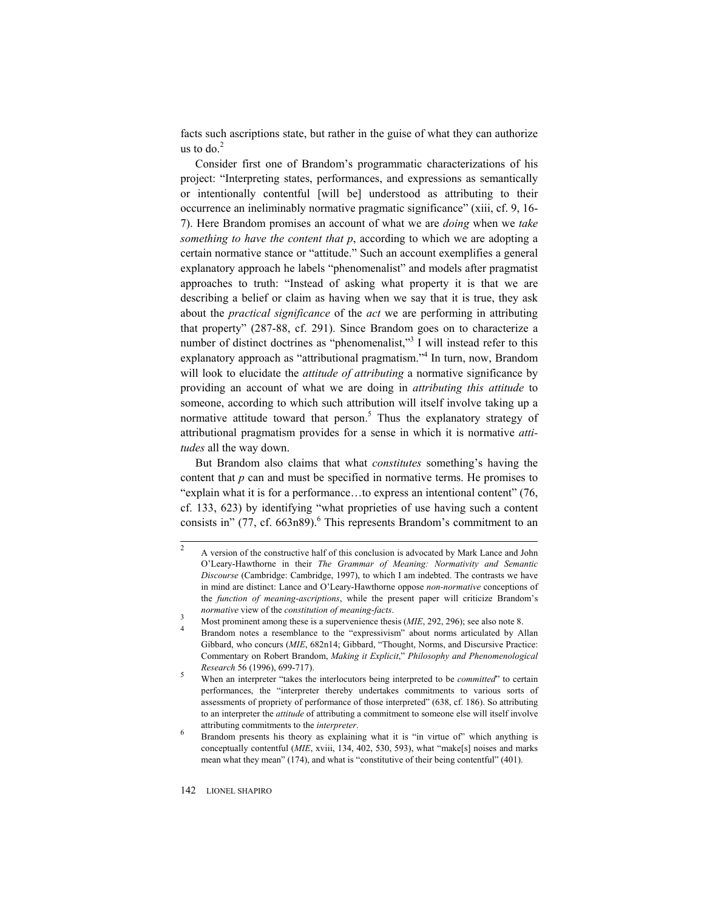facts such ascriptions state, but rather in the guise of what they can authorize us to do.[2]

Consider first one of Brandom's programmatic characterizations of his project: "Interpreting states, performances, and expressions as semantically or intentionally contentful [will be] understood as attributing to their occurrence an ineliminably normative pragmatic significance" (xiii, cf. 9, 16-7). Here Brandom promises an account of what we are *doing* when we *take something to have the content that p*, according to which we are adopting a certain normative stance or "attitude." Such an account exemplifies a general explanatory approach he labels "phenomenalist" and models after pragmatist approaches to truth: "Instead of asking what property it is that we are describing a belief or claim as having when we say that it is true, they ask about the *practical significance* of the *act* we are performing in attributing that property" (287-88, cf. 291). Since Brandom goes on to characterize a number of distinct doctrines as "phenomenalist,"[3] I will instead refer to this explanatory approach as "attributional pragmatism."[4] In turn, now, Brandom will look to elucidate the *attitude of attributing* a normative significance by providing an account of what we are doing in *attributing this attitude* to someone, according to which such attribution will itself involve taking up a normative attitude toward that person.[5] Thus the explanatory strategy of attributional pragmatism provides for a sense in which it is normative *attitudes* all the way down.

But Brandom also claims that what *constitutes* something's having the content that *p* can and must be specified in normative terms. He promises to "explain what it is for a performance…to express an intentional content" (76, cf. 133, 623) by identifying "what proprieties of use having such a content consists in" (77, cf. 663n89).[6] This represents Brandom's commitment to an

---

[2] A version of the constructive half of this conclusion is advocated by Mark Lance and John O'Leary-Hawthorne in their *The Grammar of Meaning: Normativity and Semantic Discourse* (Cambridge: Cambridge, 1997), to which I am indebted. The contrasts we have in mind are distinct: Lance and O'Leary-Hawthorne oppose *non-normative* conceptions of the *function of meaning-ascriptions*, while the present paper will criticize Brandom's *normative* view of the *constitution of meaning-facts*.

[3] Most prominent among these is a supervenience thesis (*MIE*, 292, 296); see also note 8.

[4] Brandom notes a resemblance to the "expressivism" about norms articulated by Allan Gibbard, who concurs (*MIE*, 682n14; Gibbard, "Thought, Norms, and Discursive Practice: Commentary on Robert Brandom, *Making it Explicit*," *Philosophy and Phenomenological Research* 56 (1996), 699-717).

[5] When an interpreter "takes the interlocutors being interpreted to be *committed*" to certain performances, the "interpreter thereby undertakes commitments to various sorts of assessments of propriety of performance of those interpreted" (638, cf. 186). So attributing to an interpreter the *attitude* of attributing a commitment to someone else will itself involve attributing commitments to the *interpreter*.

[6] Brandom presents his theory as explaining what it is "in virtue of" which anything is conceptually contentful (*MIE*, xviii, 134, 402, 530, 593), what "make[s] noises and marks mean what they mean" (174), and what is "constitutive of their being contentful" (401).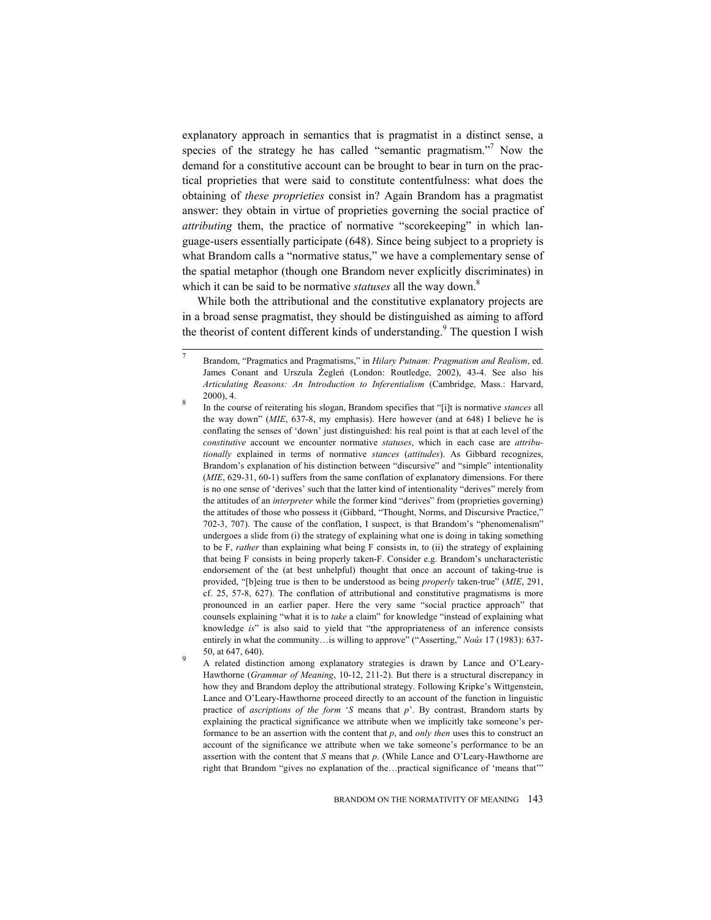explanatory approach in semantics that is pragmatist in a distinct sense, a species of the strategy he has called "semantic pragmatism."[7] Now the demand for a constitutive account can be brought to bear in turn on the practical proprieties that were said to constitute contentfulness: what does the obtaining of *these proprieties* consist in? Again Brandom has a pragmatist answer: they obtain in virtue of proprieties governing the social practice of *attributing* them, the practice of normative "scorekeeping" in which language-users essentially participate (648). Since being subject to a propriety is what Brandom calls a "normative status," we have a complementary sense of the spatial metaphor (though one Brandom never explicitly discriminates) in which it can be said to be normative *statuses* all the way down.[8]

While both the attributional and the constitutive explanatory projects are in a broad sense pragmatist, they should be distinguished as aiming to afford the theorist of content different kinds of understanding.[9] The question I wish

---

[7] Brandom, "Pragmatics and Pragmatisms," in *Hilary Putnam: Pragmatism and Realism*, ed. James Conant and Urszula Żegleń (London: Routledge, 2002), 43-4. See also his *Articulating Reasons: An Introduction to Inferentialism* (Cambridge, Mass.: Harvard, 2000), 4.

[8] In the course of reiterating his slogan, Brandom specifies that "[i]t is normative *stances* all the way down" (*MIE*, 637-8, my emphasis). Here however (and at 648) I believe he is conflating the senses of 'down' just distinguished: his real point is that at each level of the *constitutive* account we encounter normative *statuses*, which in each case are *attributionally* explained in terms of normative *stances* (*attitudes*). As Gibbard recognizes, Brandom's explanation of his distinction between "discursive" and "simple" intentionality (*MIE*, 629-31, 60-1) suffers from the same conflation of explanatory dimensions. For there is no one sense of 'derives' such that the latter kind of intentionality "derives" merely from the attitudes of an *interpreter* while the former kind "derives" from (proprieties governing) the attitudes of those who possess it (Gibbard, "Thought, Norms, and Discursive Practice," 702-3, 707). The cause of the conflation, I suspect, is that Brandom's "phenomenalism" undergoes a slide from (i) the strategy of explaining what one is doing in taking something to be F, *rather* than explaining what being F consists in, to (ii) the strategy of explaining that being F consists in being properly taken-F. Consider e.g. Brandom's uncharacteristic endorsement of the (at best unhelpful) thought that once an account of taking-true is provided, "[b]eing true is then to be understood as being *properly* taken-true" (*MIE*, 291, cf. 25, 57-8, 627). The conflation of attributional and constitutive pragmatisms is more pronounced in an earlier paper. Here the very same "social practice approach" that counsels explaining "what it is to *take* a claim" for knowledge "instead of explaining what knowledge *is*" is also said to yield that "the appropriateness of an inference consists entirely in what the community…is willing to approve" ("Asserting," *Noûs* 17 (1983): 637-50, at 647, 640).

[9] A related distinction among explanatory strategies is drawn by Lance and O'Leary-Hawthorne (*Grammar of Meaning*, 10-12, 211-2). But there is a structural discrepancy in how they and Brandom deploy the attributional strategy. Following Kripke's Wittgenstein, Lance and O'Leary-Hawthorne proceed directly to an account of the function in linguistic practice of *ascriptions of the form* '*S* means that *p*'. By contrast, Brandom starts by explaining the practical significance we attribute when we implicitly take someone's performance to be an assertion with the content that *p*, and *only then* uses this to construct an account of the significance we attribute when we take someone's performance to be an assertion with the content that *S* means that *p*. (While Lance and O'Leary-Hawthorne are right that Brandom "gives no explanation of the…practical significance of 'means that'"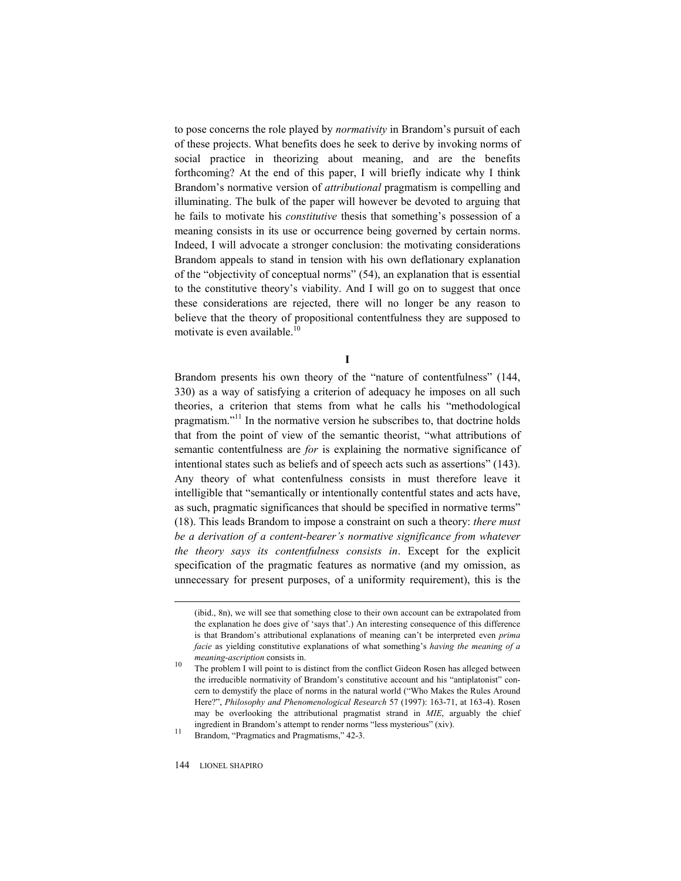to pose concerns the role played by *normativity* in Brandom's pursuit of each of these projects. What benefits does he seek to derive by invoking norms of social practice in theorizing about meaning, and are the benefits forthcoming? At the end of this paper, I will briefly indicate why I think Brandom's normative version of *attributional* pragmatism is compelling and illuminating. The bulk of the paper will however be devoted to arguing that he fails to motivate his *constitutive* thesis that something's possession of a meaning consists in its use or occurrence being governed by certain norms. Indeed, I will advocate a stronger conclusion: the motivating considerations Brandom appeals to stand in tension with his own deflationary explanation of the "objectivity of conceptual norms" (54), an explanation that is essential to the constitutive theory's viability. And I will go on to suggest that once these considerations are rejected, there will no longer be any reason to believe that the theory of propositional contentfulness they are supposed to motivate is even available.[10]

## I

Brandom presents his own theory of the "nature of contentfulness" (144, 330) as a way of satisfying a criterion of adequacy he imposes on all such theories, a criterion that stems from what he calls his "methodological pragmatism."[11] In the normative version he subscribes to, that doctrine holds that from the point of view of the semantic theorist, "what attributions of semantic contentfulness are *for* is explaining the normative significance of intentional states such as beliefs and of speech acts such as assertions" (143). Any theory of what contenfulness consists in must therefore leave it intelligible that "semantically or intentionally contentful states and acts have, as such, pragmatic significances that should be specified in normative terms" (18). This leads Brandom to impose a constraint on such a theory: *there must be a derivation of a content-bearer's normative significance from whatever the theory says its contentfulness consists in*. Except for the explicit specification of the pragmatic features as normative (and my omission, as unnecessary for present purposes, of a uniformity requirement), this is the

---

(ibid., 8n), we will see that something close to their own account can be extrapolated from the explanation he does give of 'says that'.) An interesting consequence of this difference is that Brandom's attributional explanations of meaning can't be interpreted even *prima facie* as yielding constitutive explanations of what something's *having the meaning of a meaning-ascription* consists in.

[10] The problem I will point to is distinct from the conflict Gideon Rosen has alleged between the irreducible normativity of Brandom's constitutive account and his "antiplatonist" concern to demystify the place of norms in the natural world ("Who Makes the Rules Around Here?", *Philosophy and Phenomenological Research* 57 (1997): 163-71, at 163-4). Rosen may be overlooking the attributional pragmatist strand in *MIE*, arguably the chief ingredient in Brandom's attempt to render norms "less mysterious" (xiv).

[11] Brandom, "Pragmatics and Pragmatisms," 42-3.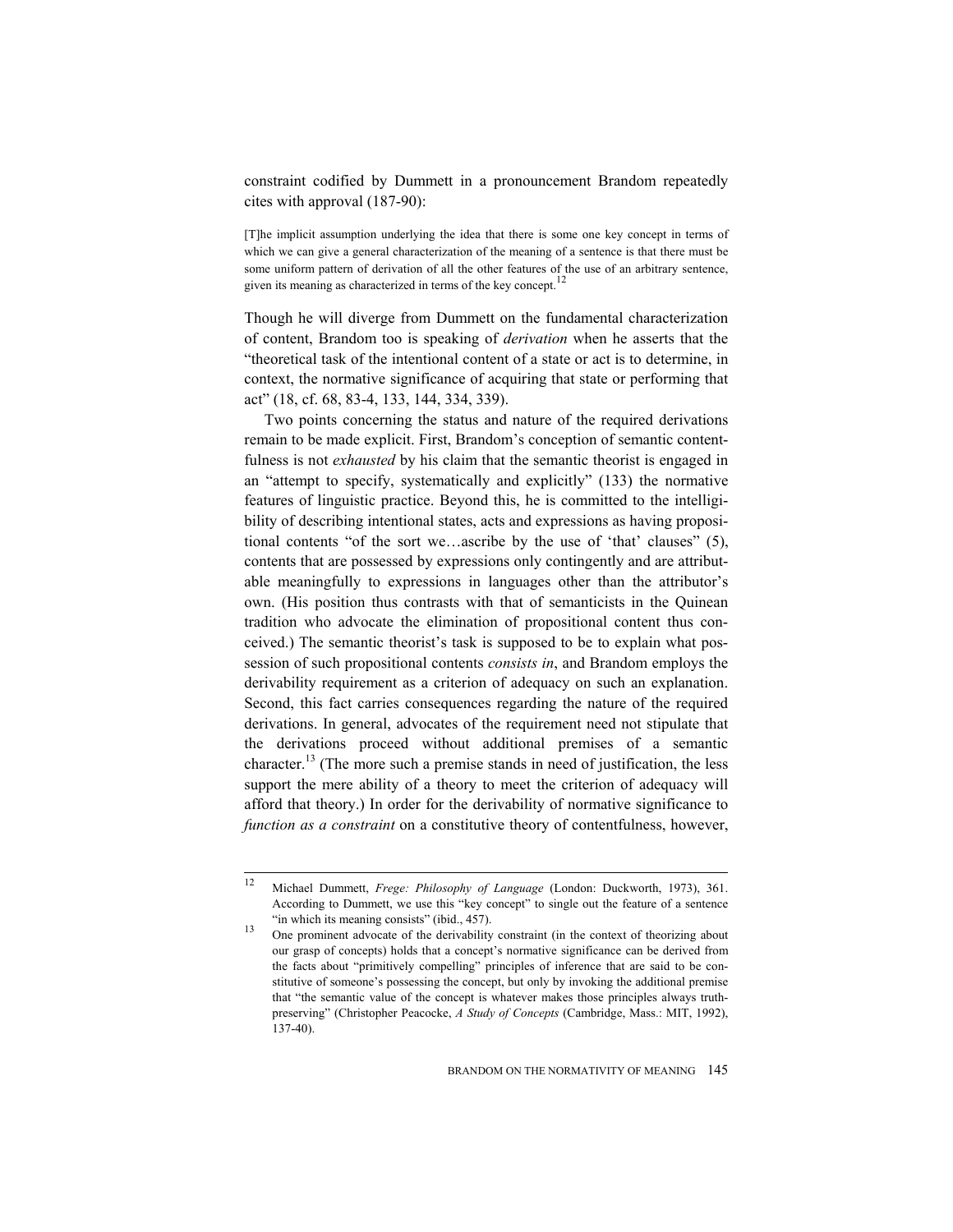constraint codified by Dummett in a pronouncement Brandom repeatedly cites with approval (187-90):

> [T]he implicit assumption underlying the idea that there is some one key concept in terms of which we can give a general characterization of the meaning of a sentence is that there must be some uniform pattern of derivation of all the other features of the use of an arbitrary sentence, given its meaning as characterized in terms of the key concept.[12]

Though he will diverge from Dummett on the fundamental characterization of content, Brandom too is speaking of *derivation* when he asserts that the "theoretical task of the intentional content of a state or act is to determine, in context, the normative significance of acquiring that state or performing that act" (18, cf. 68, 83-4, 133, 144, 334, 339).

Two points concerning the status and nature of the required derivations remain to be made explicit. First, Brandom's conception of semantic contentfulness is not *exhausted* by his claim that the semantic theorist is engaged in an "attempt to specify, systematically and explicitly" (133) the normative features of linguistic practice. Beyond this, he is committed to the intelligibility of describing intentional states, acts and expressions as having propositional contents "of the sort we…ascribe by the use of 'that' clauses" (5), contents that are possessed by expressions only contingently and are attributable meaningfully to expressions in languages other than the attributor's own. (His position thus contrasts with that of semanticists in the Quinean tradition who advocate the elimination of propositional content thus conceived.) The semantic theorist's task is supposed to be to explain what possession of such propositional contents *consists in*, and Brandom employs the derivability requirement as a criterion of adequacy on such an explanation. Second, this fact carries consequences regarding the nature of the required derivations. In general, advocates of the requirement need not stipulate that the derivations proceed without additional premises of a semantic character.[13] (The more such a premise stands in need of justification, the less support the mere ability of a theory to meet the criterion of adequacy will afford that theory.) In order for the derivability of normative significance to *function as a constraint* on a constitutive theory of contentfulness, however,

---

[12] Michael Dummett, *Frege: Philosophy of Language* (London: Duckworth, 1973), 361. According to Dummett, we use this "key concept" to single out the feature of a sentence "in which its meaning consists" (ibid., 457).

[13] One prominent advocate of the derivability constraint (in the context of theorizing about our grasp of concepts) holds that a concept's normative significance can be derived from the facts about "primitively compelling" principles of inference that are said to be constitutive of someone's possessing the concept, but only by invoking the additional premise that "the semantic value of the concept is whatever makes those principles always truth-preserving" (Christopher Peacocke, *A Study of Concepts* (Cambridge, Mass.: MIT, 1992), 137-40).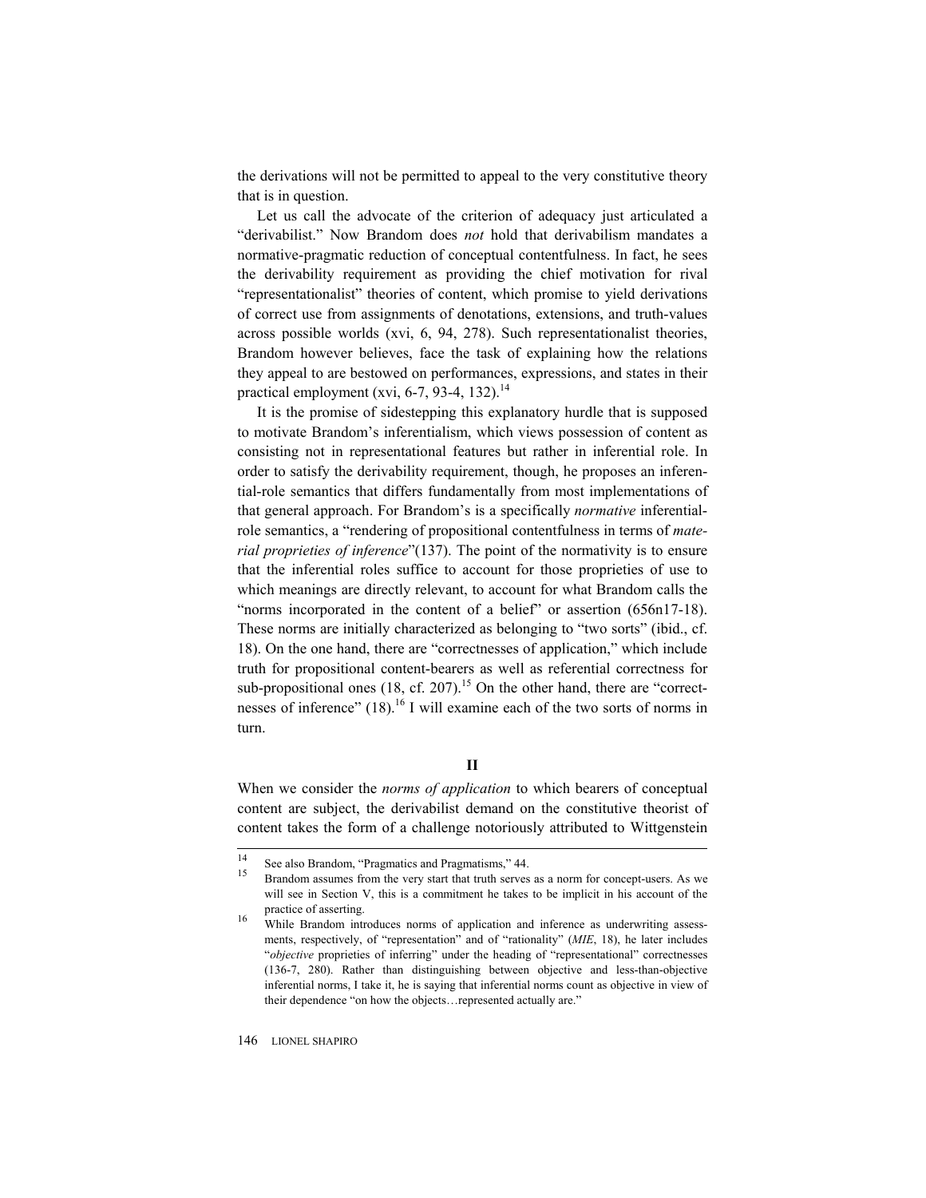the derivations will not be permitted to appeal to the very constitutive theory that is in question.

Let us call the advocate of the criterion of adequacy just articulated a "derivabilist." Now Brandom does *not* hold that derivabilism mandates a normative-pragmatic reduction of conceptual contentfulness. In fact, he sees the derivability requirement as providing the chief motivation for rival "representationalist" theories of content, which promise to yield derivations of correct use from assignments of denotations, extensions, and truth-values across possible worlds (xvi, 6, 94, 278). Such representationalist theories, Brandom however believes, face the task of explaining how the relations they appeal to are bestowed on performances, expressions, and states in their practical employment (xvi, 6-7, 93-4, 132).[14]

It is the promise of sidestepping this explanatory hurdle that is supposed to motivate Brandom's inferentialism, which views possession of content as consisting not in representational features but rather in inferential role. In order to satisfy the derivability requirement, though, he proposes an inferential-role semantics that differs fundamentally from most implementations of that general approach. For Brandom's is a specifically *normative* inferential-role semantics, a "rendering of propositional contentfulness in terms of *material proprieties of inference*"(137). The point of the normativity is to ensure that the inferential roles suffice to account for those proprieties of use to which meanings are directly relevant, to account for what Brandom calls the "norms incorporated in the content of a belief" or assertion (656n17-18). These norms are initially characterized as belonging to "two sorts" (ibid., cf. 18). On the one hand, there are "correctnesses of application," which include truth for propositional content-bearers as well as referential correctness for sub-propositional ones (18, cf. 207).[15] On the other hand, there are "correctnesses of inference" (18).[16] I will examine each of the two sorts of norms in turn.

## II

When we consider the *norms of application* to which bearers of conceptual content are subject, the derivabilist demand on the constitutive theorist of content takes the form of a challenge notoriously attributed to Wittgenstein

---

[14] See also Brandom, "Pragmatics and Pragmatisms," 44.

[15] Brandom assumes from the very start that truth serves as a norm for concept-users. As we will see in Section V, this is a commitment he takes to be implicit in his account of the practice of asserting.

[16] While Brandom introduces norms of application and inference as underwriting assessments, respectively, of "representation" and of "rationality" (*MIE*, 18), he later includes "*objective* proprieties of inferring" under the heading of "representational" correctnesses (136-7, 280). Rather than distinguishing between objective and less-than-objective inferential norms, I take it, he is saying that inferential norms count as objective in view of their dependence "on how the objects…represented actually are."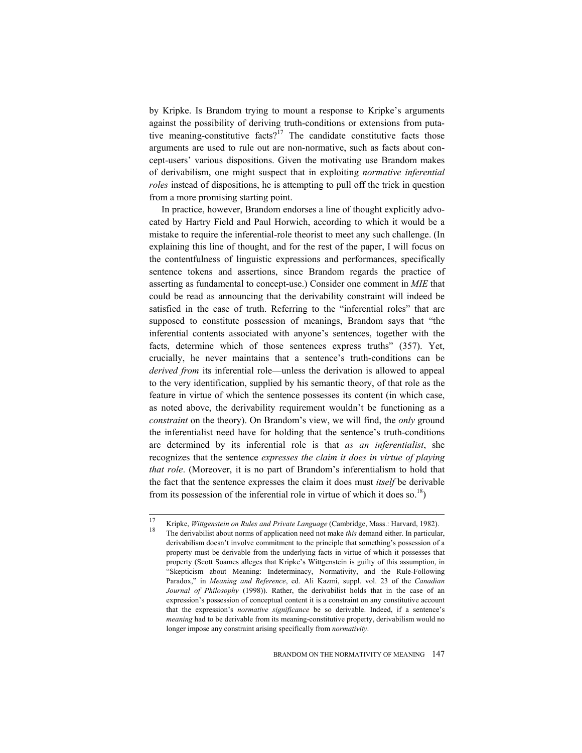by Kripke. Is Brandom trying to mount a response to Kripke's arguments against the possibility of deriving truth-conditions or extensions from putative meaning-constitutive facts?[17] The candidate constitutive facts those arguments are used to rule out are non-normative, such as facts about concept-users' various dispositions. Given the motivating use Brandom makes of derivabilism, one might suspect that in exploiting *normative inferential roles* instead of dispositions, he is attempting to pull off the trick in question from a more promising starting point.

In practice, however, Brandom endorses a line of thought explicitly advocated by Hartry Field and Paul Horwich, according to which it would be a mistake to require the inferential-role theorist to meet any such challenge. (In explaining this line of thought, and for the rest of the paper, I will focus on the contentfulness of linguistic expressions and performances, specifically sentence tokens and assertions, since Brandom regards the practice of asserting as fundamental to concept-use.) Consider one comment in *MIE* that could be read as announcing that the derivability constraint will indeed be satisfied in the case of truth. Referring to the "inferential roles" that are supposed to constitute possession of meanings, Brandom says that "the inferential contents associated with anyone's sentences, together with the facts, determine which of those sentences express truths" (357). Yet, crucially, he never maintains that a sentence's truth-conditions can be *derived from* its inferential role—unless the derivation is allowed to appeal to the very identification, supplied by his semantic theory, of that role as the feature in virtue of which the sentence possesses its content (in which case, as noted above, the derivability requirement wouldn't be functioning as a *constraint* on the theory). On Brandom's view, we will find, the *only* ground the inferentialist need have for holding that the sentence's truth-conditions are determined by its inferential role is that *as an inferentialist*, she recognizes that the sentence *expresses the claim it does in virtue of playing that role*. (Moreover, it is no part of Brandom's inferentialism to hold that the fact that the sentence expresses the claim it does must *itself* be derivable from its possession of the inferential role in virtue of which it does so.[18])

---

[17] Kripke, *Wittgenstein on Rules and Private Language* (Cambridge, Mass.: Harvard, 1982).

[18] The derivabilist about norms of application need not make *this* demand either. In particular, derivabilism doesn't involve commitment to the principle that something's possession of a property must be derivable from the underlying facts in virtue of which it possesses that property (Scott Soames alleges that Kripke's Wittgenstein is guilty of this assumption, in "Skepticism about Meaning: Indeterminacy, Normativity, and the Rule-Following Paradox," in *Meaning and Reference*, ed. Ali Kazmi, suppl. vol. 23 of the *Canadian Journal of Philosophy* (1998)). Rather, the derivabilist holds that in the case of an expression's possession of conceptual content it is a constraint on any constitutive account that the expression's *normative significance* be so derivable. Indeed, if a sentence's *meaning* had to be derivable from its meaning-constitutive property, derivabilism would no longer impose any constraint arising specifically from *normativity*.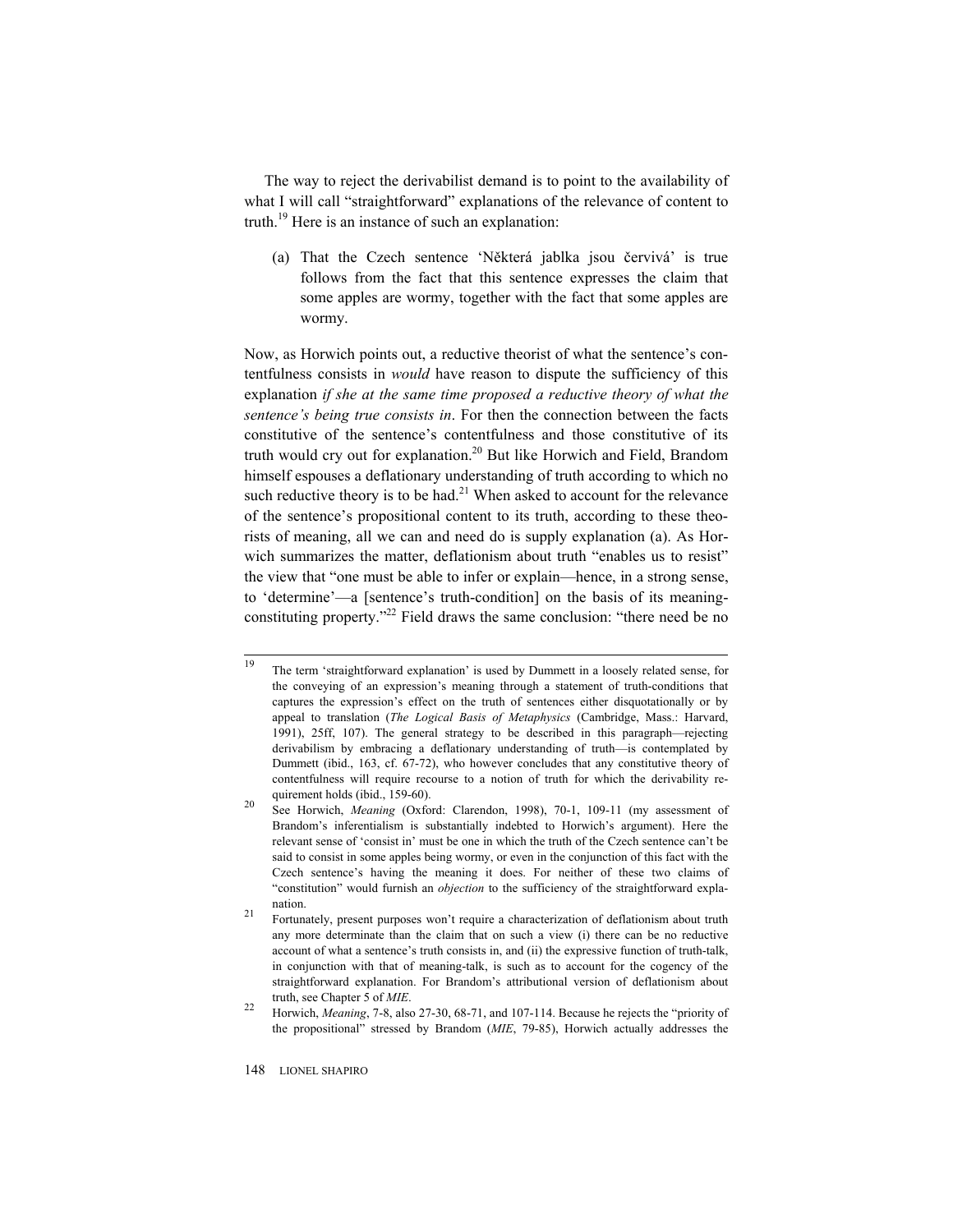The way to reject the derivabilist demand is to point to the availability of what I will call "straightforward" explanations of the relevance of content to truth.[19] Here is an instance of such an explanation:

> (a) That the Czech sentence 'Některá jablka jsou červivá' is true follows from the fact that this sentence expresses the claim that some apples are wormy, together with the fact that some apples are wormy.

Now, as Horwich points out, a reductive theorist of what the sentence's contentfulness consists in *would* have reason to dispute the sufficiency of this explanation *if she at the same time proposed a reductive theory of what the sentence's being true consists in*. For then the connection between the facts constitutive of the sentence's contentfulness and those constitutive of its truth would cry out for explanation.[20] But like Horwich and Field, Brandom himself espouses a deflationary understanding of truth according to which no such reductive theory is to be had.[21] When asked to account for the relevance of the sentence's propositional content to its truth, according to these theorists of meaning, all we can and need do is supply explanation (a). As Horwich summarizes the matter, deflationism about truth "enables us to resist" the view that "one must be able to infer or explain—hence, in a strong sense, to 'determine'—a [sentence's truth-condition] on the basis of its meaning-constituting property."[22] Field draws the same conclusion: "there need be no

---

[19] The term 'straightforward explanation' is used by Dummett in a loosely related sense, for the conveying of an expression's meaning through a statement of truth-conditions that captures the expression's effect on the truth of sentences either disquotationally or by appeal to translation (*The Logical Basis of Metaphysics* (Cambridge, Mass.: Harvard, 1991), 25ff, 107). The general strategy to be described in this paragraph—rejecting derivabilism by embracing a deflationary understanding of truth—is contemplated by Dummett (ibid., 163, cf. 67-72), who however concludes that any constitutive theory of contentfulness will require recourse to a notion of truth for which the derivability requirement holds (ibid., 159-60).

[20] See Horwich, *Meaning* (Oxford: Clarendon, 1998), 70-1, 109-11 (my assessment of Brandom's inferentialism is substantially indebted to Horwich's argument). Here the relevant sense of 'consist in' must be one in which the truth of the Czech sentence can't be said to consist in some apples being wormy, or even in the conjunction of this fact with the Czech sentence's having the meaning it does. For neither of these two claims of "constitution" would furnish an *objection* to the sufficiency of the straightforward explanation.

[21] Fortunately, present purposes won't require a characterization of deflationism about truth any more determinate than the claim that on such a view (i) there can be no reductive account of what a sentence's truth consists in, and (ii) the expressive function of truth-talk, in conjunction with that of meaning-talk, is such as to account for the cogency of the straightforward explanation. For Brandom's attributional version of deflationism about truth, see Chapter 5 of *MIE*.

[22] Horwich, *Meaning*, 7-8, also 27-30, 68-71, and 107-114. Because he rejects the "priority of the propositional" stressed by Brandom (*MIE*, 79-85), Horwich actually addresses the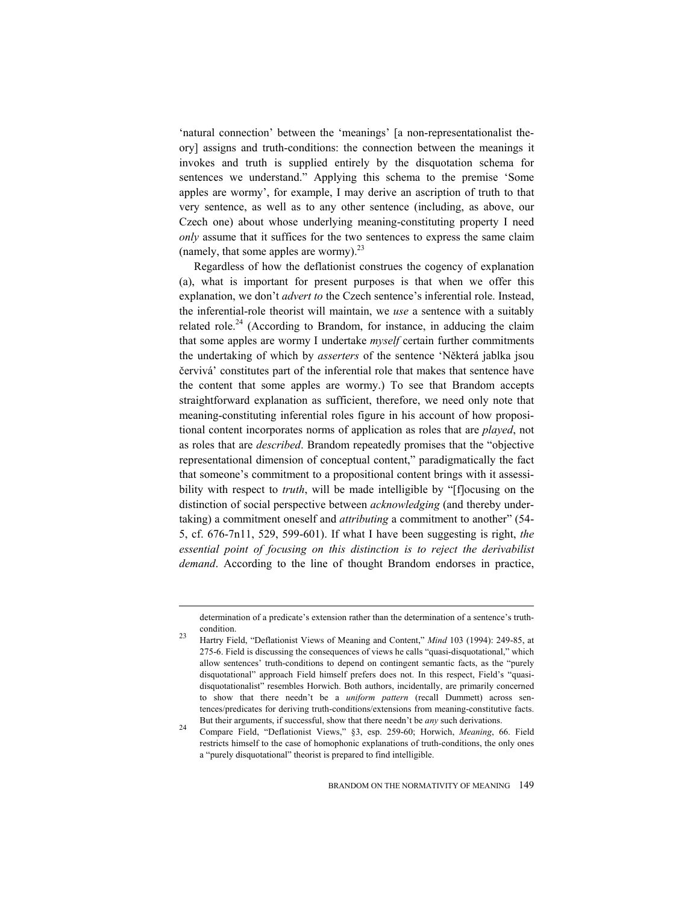'natural connection' between the 'meanings' [a non-representationalist theory] assigns and truth-conditions: the connection between the meanings it invokes and truth is supplied entirely by the disquotation schema for sentences we understand." Applying this schema to the premise 'Some apples are wormy', for example, I may derive an ascription of truth to that very sentence, as well as to any other sentence (including, as above, our Czech one) about whose underlying meaning-constituting property I need *only* assume that it suffices for the two sentences to express the same claim (namely, that some apples are wormy).[23]

Regardless of how the deflationist construes the cogency of explanation (a), what is important for present purposes is that when we offer this explanation, we don't *advert to* the Czech sentence's inferential role. Instead, the inferential-role theorist will maintain, we *use* a sentence with a suitably related role.[24] (According to Brandom, for instance, in adducing the claim that some apples are wormy I undertake *myself* certain further commitments the undertaking of which by *asserters* of the sentence 'Některá jablka jsou červivá' constitutes part of the inferential role that makes that sentence have the content that some apples are wormy.) To see that Brandom accepts straightforward explanation as sufficient, therefore, we need only note that meaning-constituting inferential roles figure in his account of how propositional content incorporates norms of application as roles that are *played*, not as roles that are *described*. Brandom repeatedly promises that the "objective representational dimension of conceptual content," paradigmatically the fact that someone's commitment to a propositional content brings with it assessibility with respect to *truth*, will be made intelligible by "[f]ocusing on the distinction of social perspective between *acknowledging* (and thereby undertaking) a commitment oneself and *attributing* a commitment to another" (54-5, cf. 676-7n11, 529, 599-601). If what I have been suggesting is right, *the essential point of focusing on this distinction is to reject the derivabilist demand*. According to the line of thought Brandom endorses in practice,

---

determination of a predicate's extension rather than the determination of a sentence's truth-condition.

23 Hartry Field, "Deflationist Views of Meaning and Content," *Mind* 103 (1994): 249-85, at 275-6. Field is discussing the consequences of views he calls "quasi-disquotational," which allow sentences' truth-conditions to depend on contingent semantic facts, as the "purely disquotational" approach Field himself prefers does not. In this respect, Field's "quasi-disquotationalist" resembles Horwich. Both authors, incidentally, are primarily concerned to show that there needn't be a *uniform pattern* (recall Dummett) across sentences/predicates for deriving truth-conditions/extensions from meaning-constitutive facts. But their arguments, if successful, show that there needn't be *any* such derivations.

24 Compare Field, "Deflationist Views," §3, esp. 259-60; Horwich, *Meaning*, 66. Field restricts himself to the case of homophonic explanations of truth-conditions, the only ones a "purely disquotational" theorist is prepared to find intelligible.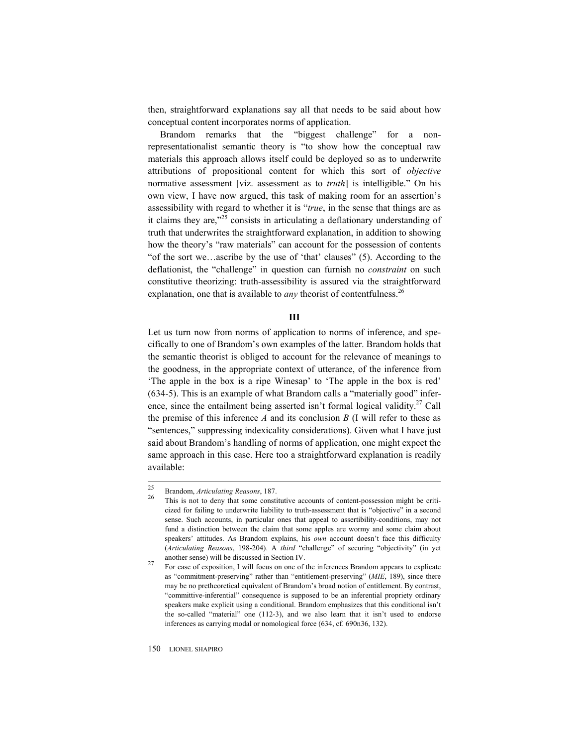then, straightforward explanations say all that needs to be said about how conceptual content incorporates norms of application.

Brandom remarks that the "biggest challenge" for a non-representationalist semantic theory is "to show how the conceptual raw materials this approach allows itself could be deployed so as to underwrite attributions of propositional content for which this sort of *objective* normative assessment [viz. assessment as to *truth*] is intelligible." On his own view, I have now argued, this task of making room for an assertion's assessibility with regard to whether it is "*true*, in the sense that things are as it claims they are,"[25] consists in articulating a deflationary understanding of truth that underwrites the straightforward explanation, in addition to showing how the theory's "raw materials" can account for the possession of contents "of the sort we…ascribe by the use of 'that' clauses" (5). According to the deflationist, the "challenge" in question can furnish no *constraint* on such constitutive theorizing: truth-assessibility is assured via the straightforward explanation, one that is available to *any* theorist of contentfulness.[26]

## III

Let us turn now from norms of application to norms of inference, and specifically to one of Brandom's own examples of the latter. Brandom holds that the semantic theorist is obliged to account for the relevance of meanings to the goodness, in the appropriate context of utterance, of the inference from 'The apple in the box is a ripe Winesap' to 'The apple in the box is red' (634-5). This is an example of what Brandom calls a "materially good" inference, since the entailment being asserted isn't formal logical validity.[27] Call the premise of this inference *A* and its conclusion *B* (I will refer to these as "sentences," suppressing indexicality considerations). Given what I have just said about Brandom's handling of norms of application, one might expect the same approach in this case. Here too a straightforward explanation is readily available:

---

[25] Brandom, *Articulating Reasons*, 187.

[26] This is not to deny that some constitutive accounts of content-possession might be criticized for failing to underwrite liability to truth-assessment that is "objective" in a second sense. Such accounts, in particular ones that appeal to assertibility-conditions, may not fund a distinction between the claim that some apples are wormy and some claim about speakers' attitudes. As Brandom explains, his *own* account doesn't face this difficulty (*Articulating Reasons*, 198-204). A *third* "challenge" of securing "objectivity" (in yet another sense) will be discussed in Section IV.

[27] For ease of exposition, I will focus on one of the inferences Brandom appears to explicate as "commitment-preserving" rather than "entitlement-preserving" (*MIE*, 189), since there may be no pretheoretical equivalent of Brandom's broad notion of entitlement. By contrast, "committive-inferential" consequence is supposed to be an inferential propriety ordinary speakers make explicit using a conditional. Brandom emphasizes that this conditional isn't the so-called "material" one (112-3), and we also learn that it isn't used to endorse inferences as carrying modal or nomological force (634, cf. 690n36, 132).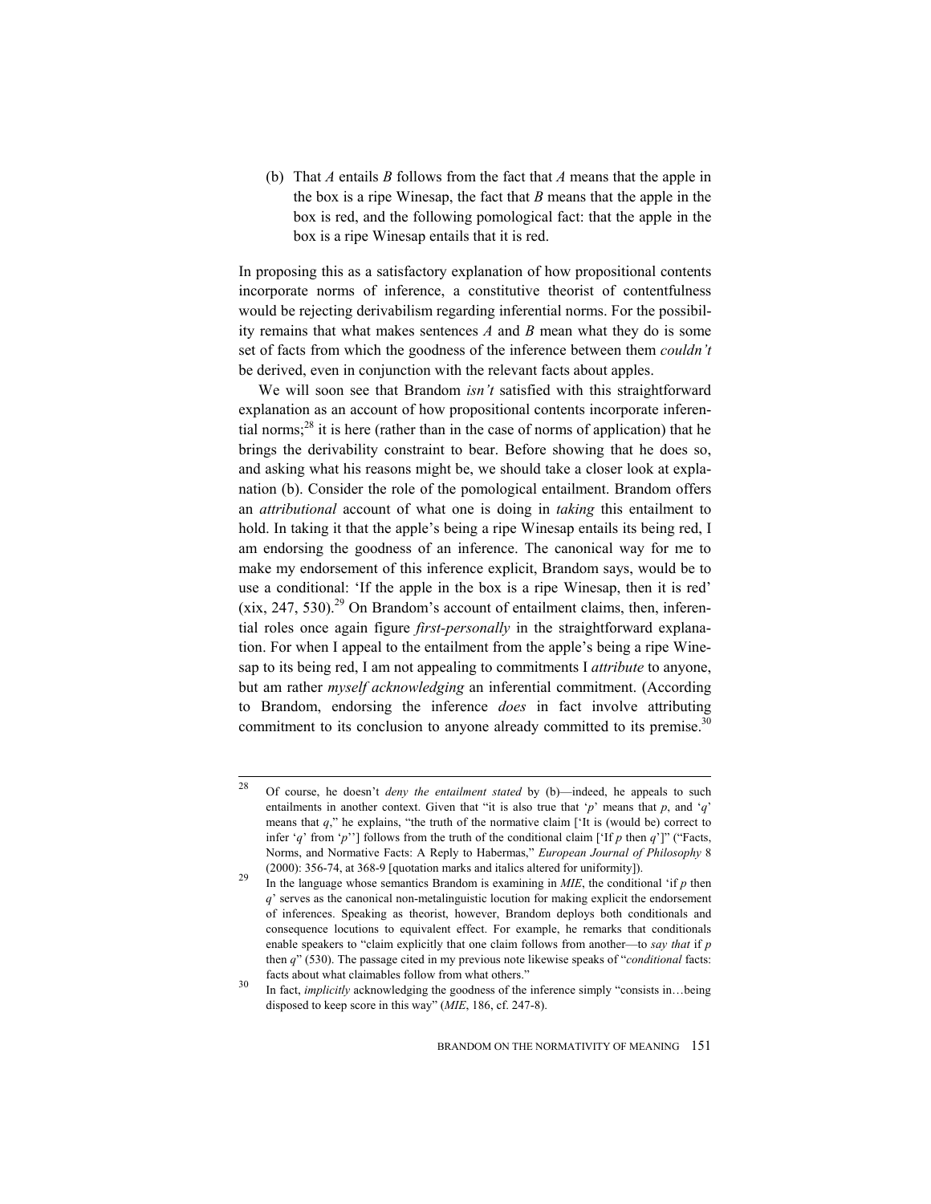(b) That *A* entails *B* follows from the fact that *A* means that the apple in the box is a ripe Winesap, the fact that *B* means that the apple in the box is red, and the following pomological fact: that the apple in the box is a ripe Winesap entails that it is red.

In proposing this as a satisfactory explanation of how propositional contents incorporate norms of inference, a constitutive theorist of contentfulness would be rejecting derivabilism regarding inferential norms. For the possibility remains that what makes sentences *A* and *B* mean what they do is some set of facts from which the goodness of the inference between them *couldn't* be derived, even in conjunction with the relevant facts about apples.

We will soon see that Brandom *isn't* satisfied with this straightforward explanation as an account of how propositional contents incorporate inferential norms;[28] it is here (rather than in the case of norms of application) that he brings the derivability constraint to bear. Before showing that he does so, and asking what his reasons might be, we should take a closer look at explanation (b). Consider the role of the pomological entailment. Brandom offers an *attributional* account of what one is doing in *taking* this entailment to hold. In taking it that the apple's being a ripe Winesap entails its being red, I am endorsing the goodness of an inference. The canonical way for me to make my endorsement of this inference explicit, Brandom says, would be to use a conditional: 'If the apple in the box is a ripe Winesap, then it is red' (xix, 247, 530).[29] On Brandom's account of entailment claims, then, inferential roles once again figure *first-personally* in the straightforward explanation. For when I appeal to the entailment from the apple's being a ripe Winesap to its being red, I am not appealing to commitments I *attribute* to anyone, but am rather *myself acknowledging* an inferential commitment. (According to Brandom, endorsing the inference *does* in fact involve attributing commitment to its conclusion to anyone already committed to its premise.[30]

---

28 Of course, he doesn't *deny the entailment stated* by (b)—indeed, he appeals to such entailments in another context. Given that "it is also true that '*p*' means that *p*, and '*q*' means that *q*," he explains, "the truth of the normative claim ['It is (would be) correct to infer '*q*' from '*p*''] follows from the truth of the conditional claim ['If *p* then *q*']" ("Facts, Norms, and Normative Facts: A Reply to Habermas," *European Journal of Philosophy* 8 (2000): 356-74, at 368-9 [quotation marks and italics altered for uniformity]).

29 In the language whose semantics Brandom is examining in *MIE*, the conditional 'if *p* then *q*' serves as the canonical non-metalinguistic locution for making explicit the endorsement of inferences. Speaking as theorist, however, Brandom deploys both conditionals and consequence locutions to equivalent effect. For example, he remarks that conditionals enable speakers to "claim explicitly that one claim follows from another—to *say that* if *p* then *q*" (530). The passage cited in my previous note likewise speaks of "*conditional* facts: facts about what claimables follow from what others."

30 In fact, *implicitly* acknowledging the goodness of the inference simply "consists in…being disposed to keep score in this way" (*MIE*, 186, cf. 247-8).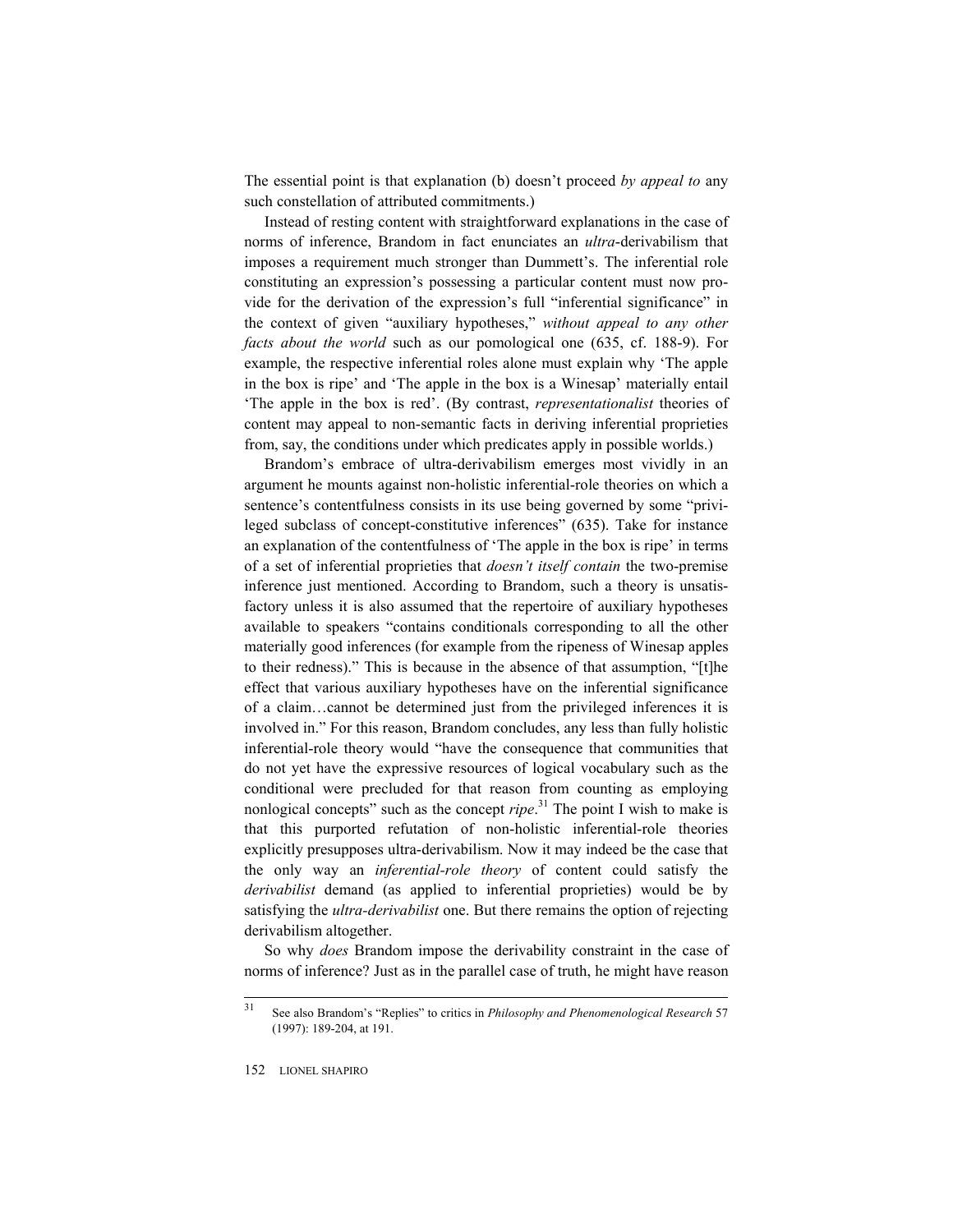The essential point is that explanation (b) doesn't proceed *by appeal to* any such constellation of attributed commitments.)

Instead of resting content with straightforward explanations in the case of norms of inference, Brandom in fact enunciates an *ultra*-derivabilism that imposes a requirement much stronger than Dummett's. The inferential role constituting an expression's possessing a particular content must now provide for the derivation of the expression's full "inferential significance" in the context of given "auxiliary hypotheses," *without appeal to any other facts about the world* such as our pomological one (635, cf. 188-9). For example, the respective inferential roles alone must explain why 'The apple in the box is ripe' and 'The apple in the box is a Winesap' materially entail 'The apple in the box is red'. (By contrast, *representationalist* theories of content may appeal to non-semantic facts in deriving inferential proprieties from, say, the conditions under which predicates apply in possible worlds.)

Brandom's embrace of ultra-derivabilism emerges most vividly in an argument he mounts against non-holistic inferential-role theories on which a sentence's contentfulness consists in its use being governed by some "privileged subclass of concept-constitutive inferences" (635). Take for instance an explanation of the contentfulness of 'The apple in the box is ripe' in terms of a set of inferential proprieties that *doesn't itself contain* the two-premise inference just mentioned. According to Brandom, such a theory is unsatisfactory unless it is also assumed that the repertoire of auxiliary hypotheses available to speakers "contains conditionals corresponding to all the other materially good inferences (for example from the ripeness of Winesap apples to their redness)." This is because in the absence of that assumption, "[t]he effect that various auxiliary hypotheses have on the inferential significance of a claim…cannot be determined just from the privileged inferences it is involved in." For this reason, Brandom concludes, any less than fully holistic inferential-role theory would "have the consequence that communities that do not yet have the expressive resources of logical vocabulary such as the conditional were precluded for that reason from counting as employing nonlogical concepts" such as the concept *ripe*.[31] The point I wish to make is that this purported refutation of non-holistic inferential-role theories explicitly presupposes ultra-derivabilism. Now it may indeed be the case that the only way an *inferential-role theory* of content could satisfy the *derivabilist* demand (as applied to inferential proprieties) would be by satisfying the *ultra-derivabilist* one. But there remains the option of rejecting derivabilism altogether.

So why *does* Brandom impose the derivability constraint in the case of norms of inference? Just as in the parallel case of truth, he might have reason

[31] See also Brandom's "Replies" to critics in *Philosophy and Phenomenological Research* 57 (1997): 189-204, at 191.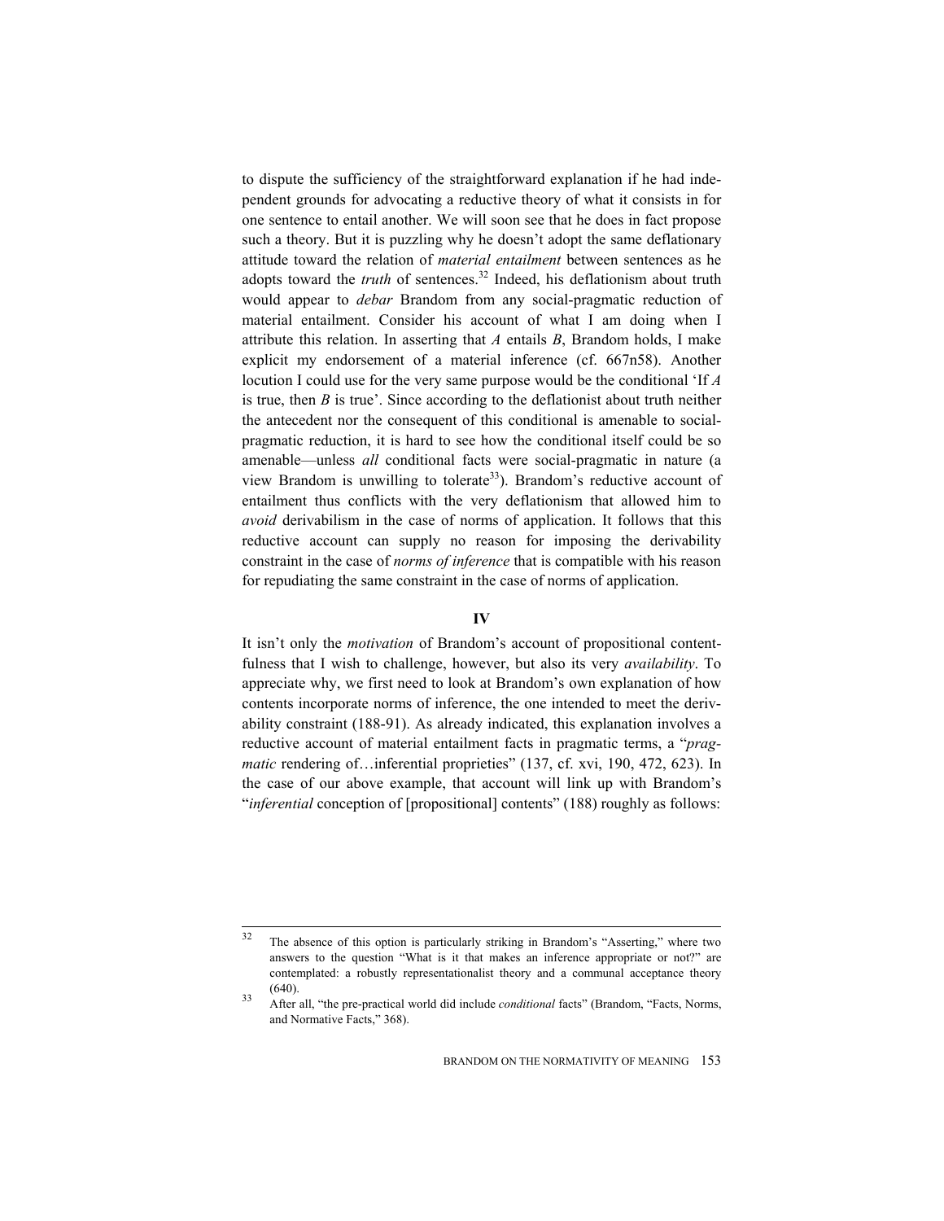to dispute the sufficiency of the straightforward explanation if he had independent grounds for advocating a reductive theory of what it consists in for one sentence to entail another. We will soon see that he does in fact propose such a theory. But it is puzzling why he doesn't adopt the same deflationary attitude toward the relation of *material entailment* between sentences as he adopts toward the *truth* of sentences.[32] Indeed, his deflationism about truth would appear to *debar* Brandom from any social-pragmatic reduction of material entailment. Consider his account of what I am doing when I attribute this relation. In asserting that *A* entails *B*, Brandom holds, I make explicit my endorsement of a material inference (cf. 667n58). Another locution I could use for the very same purpose would be the conditional 'If *A* is true, then *B* is true'. Since according to the deflationist about truth neither the antecedent nor the consequent of this conditional is amenable to social-pragmatic reduction, it is hard to see how the conditional itself could be so amenable—unless *all* conditional facts were social-pragmatic in nature (a view Brandom is unwilling to tolerate[33]). Brandom's reductive account of entailment thus conflicts with the very deflationism that allowed him to *avoid* derivabilism in the case of norms of application. It follows that this reductive account can supply no reason for imposing the derivability constraint in the case of *norms of inference* that is compatible with his reason for repudiating the same constraint in the case of norms of application.

## IV

It isn't only the *motivation* of Brandom's account of propositional contentfulness that I wish to challenge, however, but also its very *availability*. To appreciate why, we first need to look at Brandom's own explanation of how contents incorporate norms of inference, the one intended to meet the derivability constraint (188-91). As already indicated, this explanation involves a reductive account of material entailment facts in pragmatic terms, a "*pragmatic* rendering of…inferential proprieties" (137, cf. xvi, 190, 472, 623). In the case of our above example, that account will link up with Brandom's "*inferential* conception of [propositional] contents" (188) roughly as follows:

---

[32] The absence of this option is particularly striking in Brandom's "Asserting," where two answers to the question "What is it that makes an inference appropriate or not?" are contemplated: a robustly representationalist theory and a communal acceptance theory (640).

[33] After all, "the pre-practical world did include *conditional* facts" (Brandom, "Facts, Norms, and Normative Facts," 368).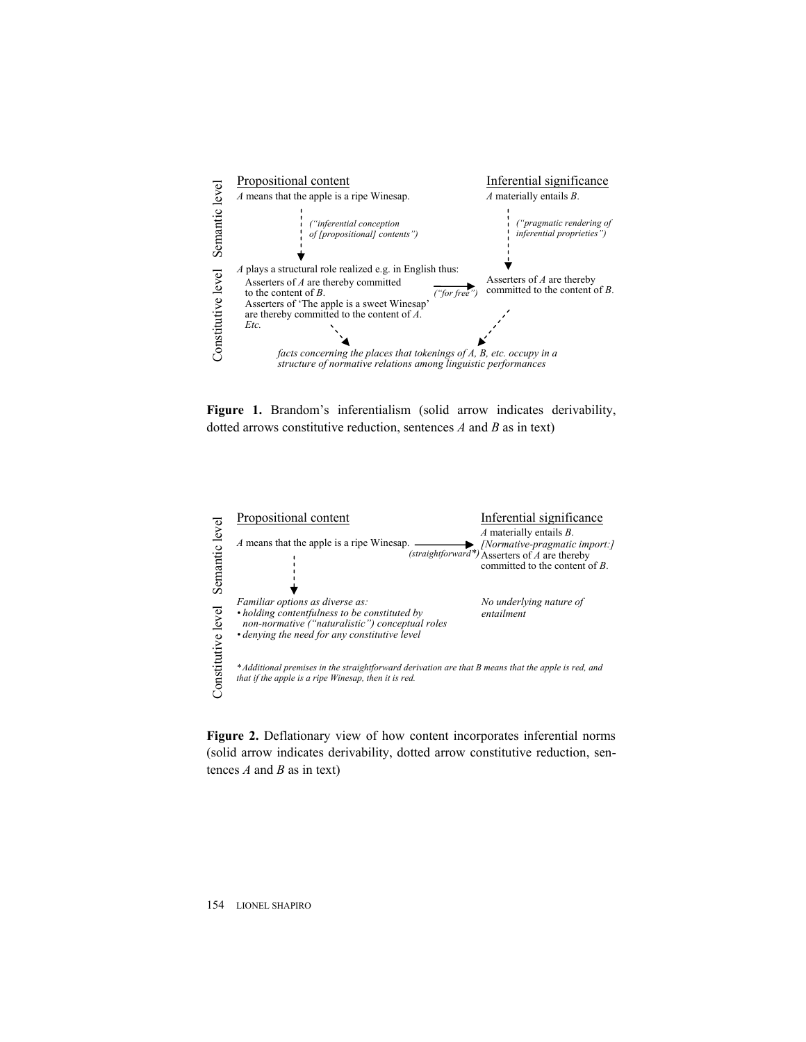Semantic level

Propositional content

*A* means that the apple is a ripe Winesap.

(*"inferential conception of [propositional] contents"*)

Inferential significance

*A* materially entails *B*.

(*"pragmatic rendering of inferential proprieties"*)

Constitutive level

*A* plays a structural role realized e.g. in English thus:

Asserters of *A* are thereby committed to the content of *B*.

Asserters of 'The apple is a sweet Winesap' are thereby committed to the content of *A*.

*Etc.*

(*"for free"*)

Asserters of *A* are thereby committed to the content of *B*.

*facts concerning the places that tokenings of A, B, etc. occupy in a structure of normative relations among linguistic performances*

**Figure 1.** Brandom's inferentialism (solid arrow indicates derivability, dotted arrows constitutive reduction, sentences *A* and *B* as in text)

Semantic level

Propositional content

*A* means that the apple is a ripe Winesap.

(*straightforward\**)

Inferential significance

*A* materially entails *B*.

*[Normative-pragmatic import:]* Asserters of *A* are thereby committed to the content of *B*.

Constitutive level

*Familiar options as diverse as:*

- *holding contentfulness to be constituted by non-normative ("naturalistic") conceptual roles*
- *denying the need for any constitutive level*

*No underlying nature of entailment*

\**Additional premises in the straightforward derivation are that B means that the apple is red, and that if the apple is a ripe Winesap, then it is red.*

**Figure 2.** Deflationary view of how content incorporates inferential norms (solid arrow indicates derivability, dotted arrow constitutive reduction, sentences *A* and *B* as in text)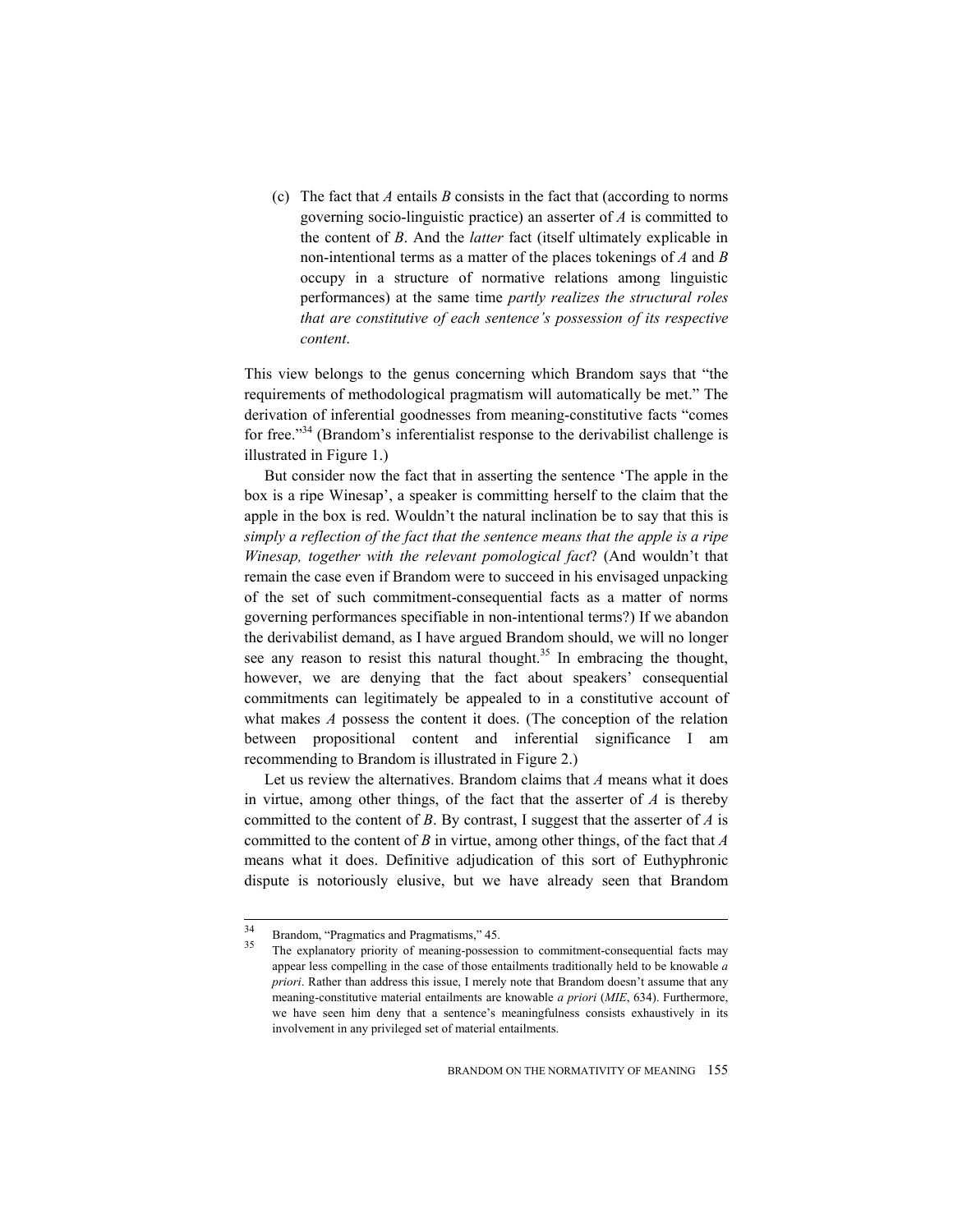(c) The fact that *A* entails *B* consists in the fact that (according to norms governing socio-linguistic practice) an asserter of *A* is committed to the content of *B*. And the *latter* fact (itself ultimately explicable in non-intentional terms as a matter of the places tokenings of *A* and *B* occupy in a structure of normative relations among linguistic performances) at the same time *partly realizes the structural roles that are constitutive of each sentence's possession of its respective content*.

This view belongs to the genus concerning which Brandom says that "the requirements of methodological pragmatism will automatically be met." The derivation of inferential goodnesses from meaning-constitutive facts "comes for free."[34] (Brandom's inferentialist response to the derivabilist challenge is illustrated in Figure 1.)

But consider now the fact that in asserting the sentence 'The apple in the box is a ripe Winesap', a speaker is committing herself to the claim that the apple in the box is red. Wouldn't the natural inclination be to say that this is *simply a reflection of the fact that the sentence means that the apple is a ripe Winesap, together with the relevant pomological fact*? (And wouldn't that remain the case even if Brandom were to succeed in his envisaged unpacking of the set of such commitment-consequential facts as a matter of norms governing performances specifiable in non-intentional terms?) If we abandon the derivabilist demand, as I have argued Brandom should, we will no longer see any reason to resist this natural thought.[35] In embracing the thought, however, we are denying that the fact about speakers' consequential commitments can legitimately be appealed to in a constitutive account of what makes *A* possess the content it does. (The conception of the relation between propositional content and inferential significance I am recommending to Brandom is illustrated in Figure 2.)

Let us review the alternatives. Brandom claims that *A* means what it does in virtue, among other things, of the fact that the asserter of *A* is thereby committed to the content of *B*. By contrast, I suggest that the asserter of *A* is committed to the content of *B* in virtue, among other things, of the fact that *A* means what it does. Definitive adjudication of this sort of Euthyphronic dispute is notoriously elusive, but we have already seen that Brandom

---

[34] Brandom, "Pragmatics and Pragmatisms," 45.

[35] The explanatory priority of meaning-possession to commitment-consequential facts may appear less compelling in the case of those entailments traditionally held to be knowable *a priori*. Rather than address this issue, I merely note that Brandom doesn't assume that any meaning-constitutive material entailments are knowable *a priori* (*MIE*, 634). Furthermore, we have seen him deny that a sentence's meaningfulness consists exhaustively in its involvement in any privileged set of material entailments.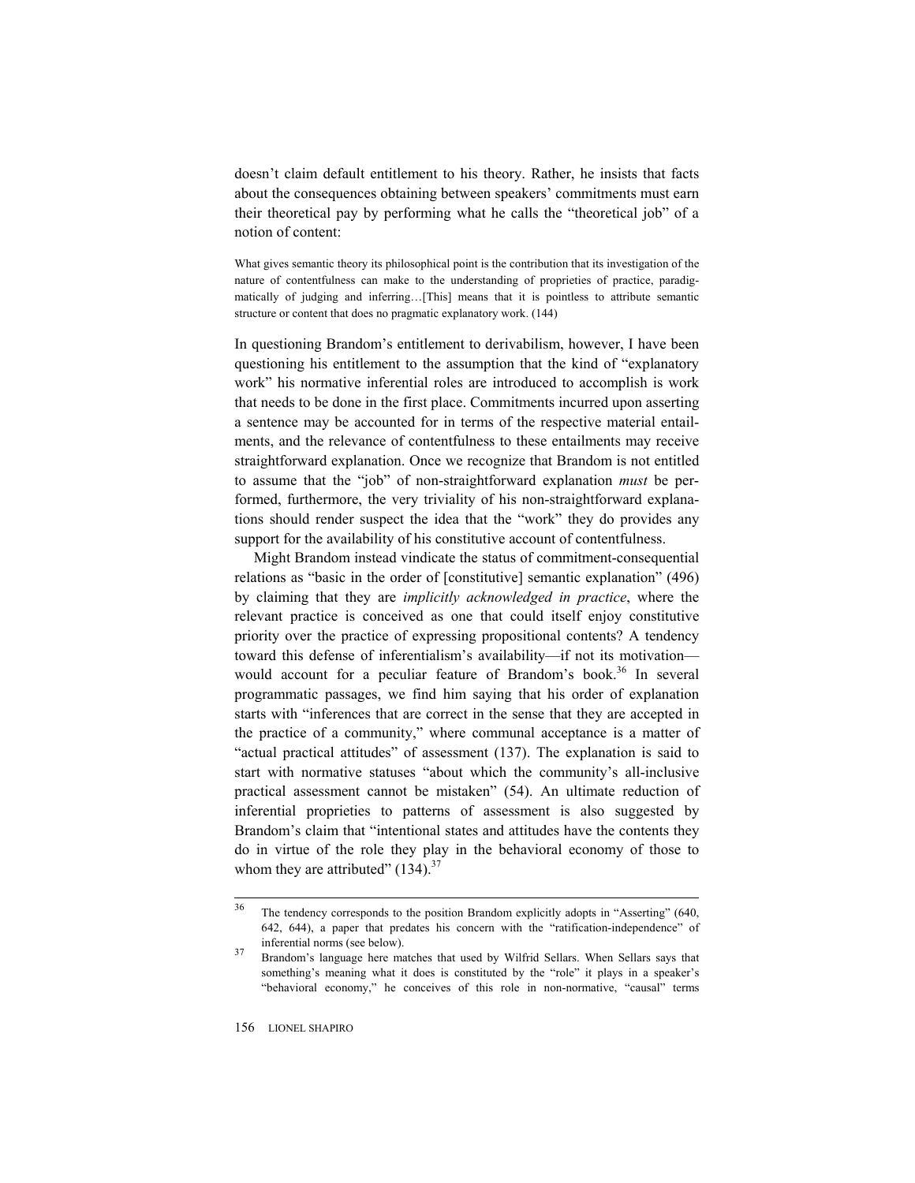doesn't claim default entitlement to his theory. Rather, he insists that facts about the consequences obtaining between speakers' commitments must earn their theoretical pay by performing what he calls the "theoretical job" of a notion of content:

> What gives semantic theory its philosophical point is the contribution that its investigation of the nature of contentfulness can make to the understanding of proprieties of practice, paradigmatically of judging and inferring…[This] means that it is pointless to attribute semantic structure or content that does no pragmatic explanatory work. (144)

In questioning Brandom's entitlement to derivabilism, however, I have been questioning his entitlement to the assumption that the kind of "explanatory work" his normative inferential roles are introduced to accomplish is work that needs to be done in the first place. Commitments incurred upon asserting a sentence may be accounted for in terms of the respective material entailments, and the relevance of contentfulness to these entailments may receive straightforward explanation. Once we recognize that Brandom is not entitled to assume that the "job" of non-straightforward explanation *must* be performed, furthermore, the very triviality of his non-straightforward explanations should render suspect the idea that the "work" they do provides any support for the availability of his constitutive account of contentfulness.

Might Brandom instead vindicate the status of commitment-consequential relations as "basic in the order of [constitutive] semantic explanation" (496) by claiming that they are *implicitly acknowledged in practice*, where the relevant practice is conceived as one that could itself enjoy constitutive priority over the practice of expressing propositional contents? A tendency toward this defense of inferentialism's availability—if not its motivation—would account for a peculiar feature of Brandom's book.[36] In several programmatic passages, we find him saying that his order of explanation starts with "inferences that are correct in the sense that they are accepted in the practice of a community," where communal acceptance is a matter of "actual practical attitudes" of assessment (137). The explanation is said to start with normative statuses "about which the community's all-inclusive practical assessment cannot be mistaken" (54). An ultimate reduction of inferential proprieties to patterns of assessment is also suggested by Brandom's claim that "intentional states and attitudes have the contents they do in virtue of the role they play in the behavioral economy of those to whom they are attributed" (134).[37]

---

[36] The tendency corresponds to the position Brandom explicitly adopts in "Asserting" (640, 642, 644), a paper that predates his concern with the "ratification-independence" of inferential norms (see below).

[37] Brandom's language here matches that used by Wilfrid Sellars. When Sellars says that something's meaning what it does is constituted by the "role" it plays in a speaker's "behavioral economy," he conceives of this role in non-normative, "causal" terms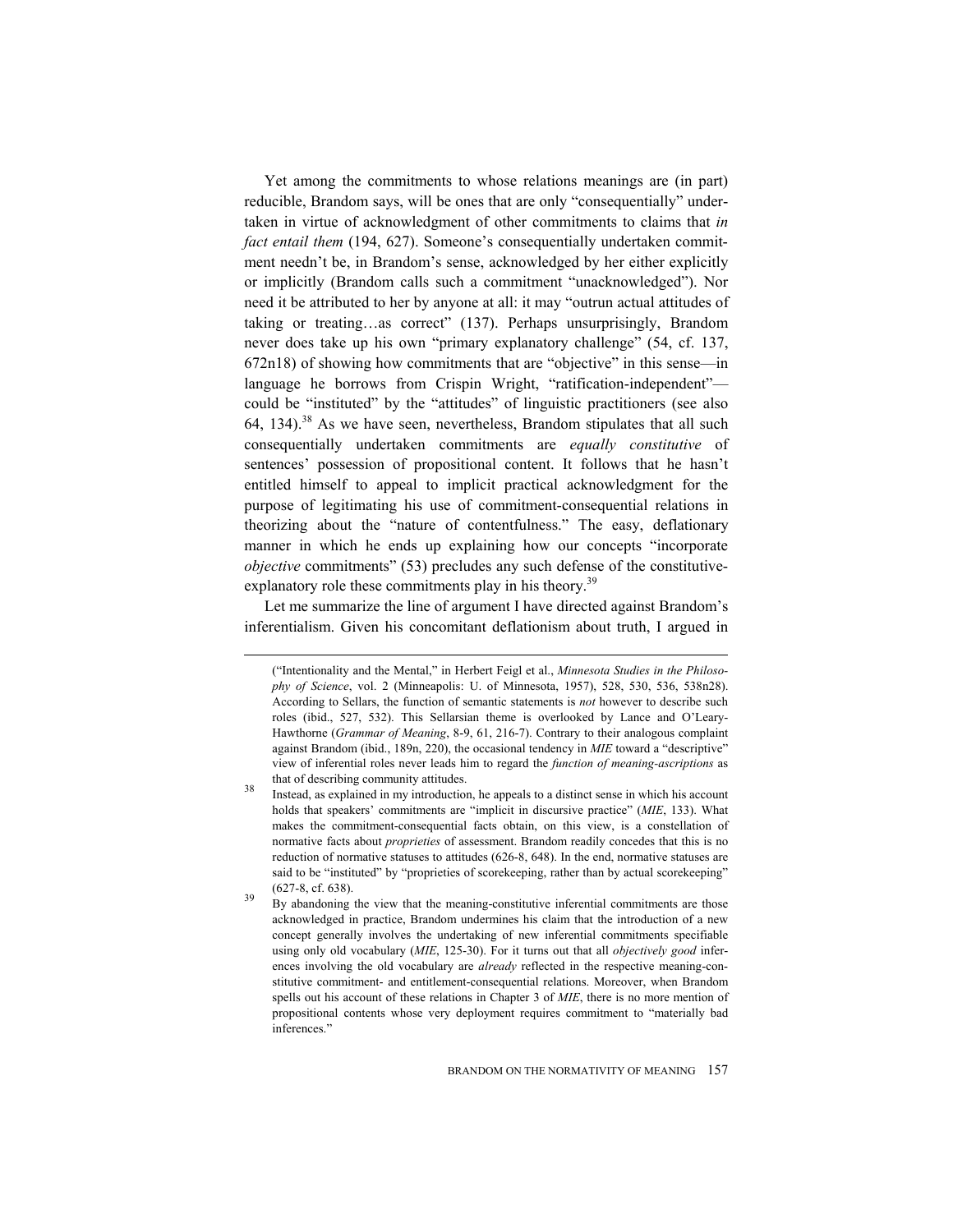Yet among the commitments to whose relations meanings are (in part) reducible, Brandom says, will be ones that are only "consequentially" undertaken in virtue of acknowledgment of other commitments to claims that *in fact entail them* (194, 627). Someone's consequentially undertaken commitment needn't be, in Brandom's sense, acknowledged by her either explicitly or implicitly (Brandom calls such a commitment "unacknowledged"). Nor need it be attributed to her by anyone at all: it may "outrun actual attitudes of taking or treating…as correct" (137). Perhaps unsurprisingly, Brandom never does take up his own "primary explanatory challenge" (54, cf. 137, 672n18) of showing how commitments that are "objective" in this sense—in language he borrows from Crispin Wright, "ratification-independent"—could be "instituted" by the "attitudes" of linguistic practitioners (see also 64, 134).[38] As we have seen, nevertheless, Brandom stipulates that all such consequentially undertaken commitments are *equally constitutive* of sentences' possession of propositional content. It follows that he hasn't entitled himself to appeal to implicit practical acknowledgment for the purpose of legitimating his use of commitment-consequential relations in theorizing about the "nature of contentfulness." The easy, deflationary manner in which he ends up explaining how our concepts "incorporate *objective* commitments" (53) precludes any such defense of the constitutive-explanatory role these commitments play in his theory.[39]

Let me summarize the line of argument I have directed against Brandom's inferentialism. Given his concomitant deflationism about truth, I argued in

("Intentionality and the Mental," in Herbert Feigl et al., *Minnesota Studies in the Philosophy of Science*, vol. 2 (Minneapolis: U. of Minnesota, 1957), 528, 530, 536, 538n28). According to Sellars, the function of semantic statements is *not* however to describe such roles (ibid., 527, 532). This Sellarsian theme is overlooked by Lance and O'Leary-Hawthorne (*Grammar of Meaning*, 8-9, 61, 216-7). Contrary to their analogous complaint against Brandom (ibid., 189n, 220), the occasional tendency in *MIE* toward a "descriptive" view of inferential roles never leads him to regard the *function of meaning-ascriptions* as that of describing community attitudes.

[38] Instead, as explained in my introduction, he appeals to a distinct sense in which his account holds that speakers' commitments are "implicit in discursive practice" (*MIE*, 133). What makes the commitment-consequential facts obtain, on this view, is a constellation of normative facts about *proprieties* of assessment. Brandom readily concedes that this is no reduction of normative statuses to attitudes (626-8, 648). In the end, normative statuses are said to be "instituted" by "proprieties of scorekeeping, rather than by actual scorekeeping" (627-8, cf. 638).

[39] By abandoning the view that the meaning-constitutive inferential commitments are those acknowledged in practice, Brandom undermines his claim that the introduction of a new concept generally involves the undertaking of new inferential commitments specifiable using only old vocabulary (*MIE*, 125-30). For it turns out that all *objectively good* inferences involving the old vocabulary are *already* reflected in the respective meaning-constitutive commitment- and entitlement-consequential relations. Moreover, when Brandom spells out his account of these relations in Chapter 3 of *MIE*, there is no more mention of propositional contents whose very deployment requires commitment to "materially bad inferences."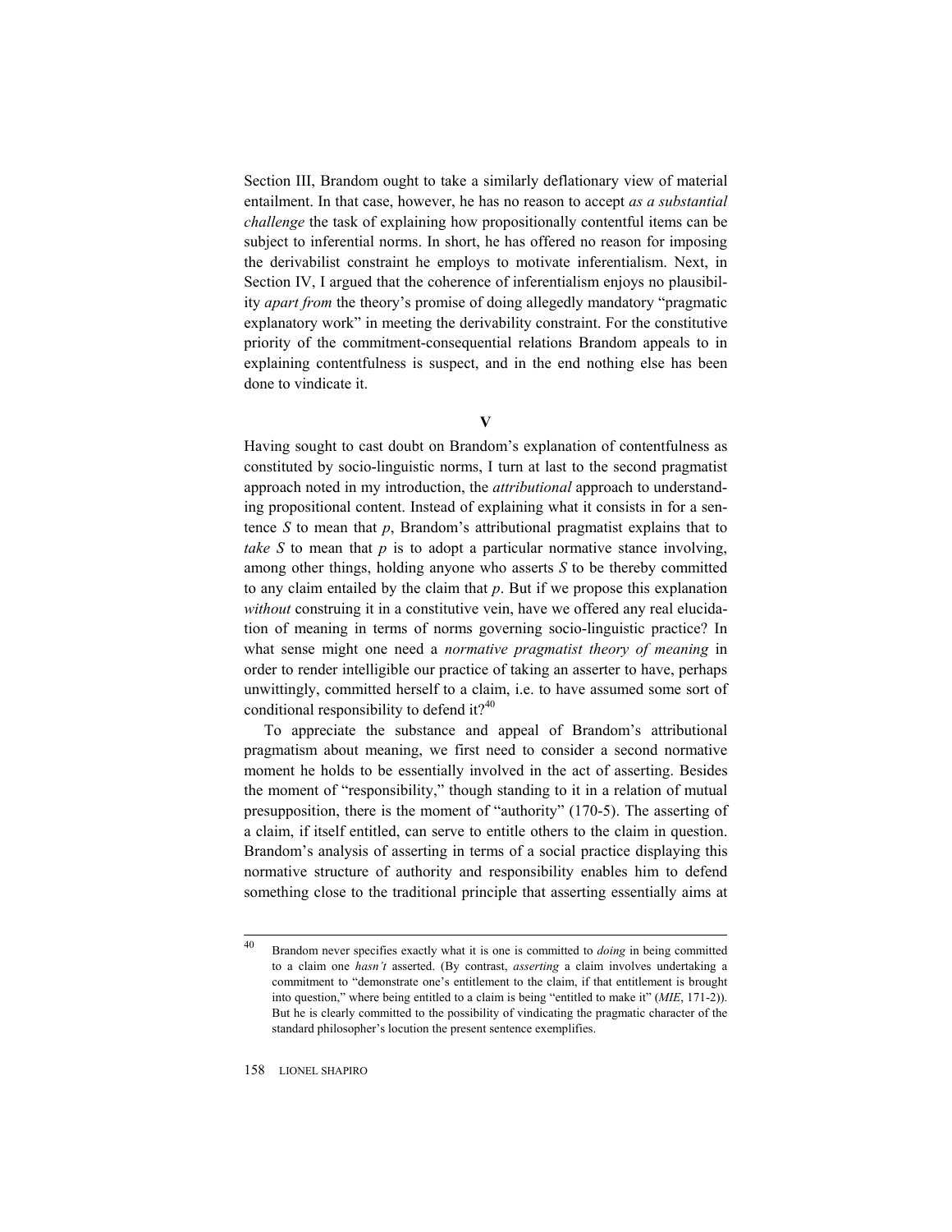Section III, Brandom ought to take a similarly deflationary view of material entailment. In that case, however, he has no reason to accept *as a substantial challenge* the task of explaining how propositionally contentful items can be subject to inferential norms. In short, he has offered no reason for imposing the derivabilist constraint he employs to motivate inferentialism. Next, in Section IV, I argued that the coherence of inferentialism enjoys no plausibility *apart from* the theory's promise of doing allegedly mandatory "pragmatic explanatory work" in meeting the derivability constraint. For the constitutive priority of the commitment-consequential relations Brandom appeals to in explaining contentfulness is suspect, and in the end nothing else has been done to vindicate it.

## V

Having sought to cast doubt on Brandom's explanation of contentfulness as constituted by socio-linguistic norms, I turn at last to the second pragmatist approach noted in my introduction, the *attributional* approach to understanding propositional content. Instead of explaining what it consists in for a sentence *S* to mean that *p*, Brandom's attributional pragmatist explains that to *take S* to mean that *p* is to adopt a particular normative stance involving, among other things, holding anyone who asserts *S* to be thereby committed to any claim entailed by the claim that *p*. But if we propose this explanation *without* construing it in a constitutive vein, have we offered any real elucidation of meaning in terms of norms governing socio-linguistic practice? In what sense might one need a *normative pragmatist theory of meaning* in order to render intelligible our practice of taking an asserter to have, perhaps unwittingly, committed herself to a claim, i.e. to have assumed some sort of conditional responsibility to defend it?[40]

To appreciate the substance and appeal of Brandom's attributional pragmatism about meaning, we first need to consider a second normative moment he holds to be essentially involved in the act of asserting. Besides the moment of "responsibility," though standing to it in a relation of mutual presupposition, there is the moment of "authority" (170-5). The asserting of a claim, if itself entitled, can serve to entitle others to the claim in question. Brandom's analysis of asserting in terms of a social practice displaying this normative structure of authority and responsibility enables him to defend something close to the traditional principle that asserting essentially aims at

---

[40] Brandom never specifies exactly what it is one is committed to *doing* in being committed to a claim one *hasn't* asserted. (By contrast, *asserting* a claim involves undertaking a commitment to "demonstrate one's entitlement to the claim, if that entitlement is brought into question," where being entitled to a claim is being "entitled to make it" (*MIE*, 171-2)). But he is clearly committed to the possibility of vindicating the pragmatic character of the standard philosopher's locution the present sentence exemplifies.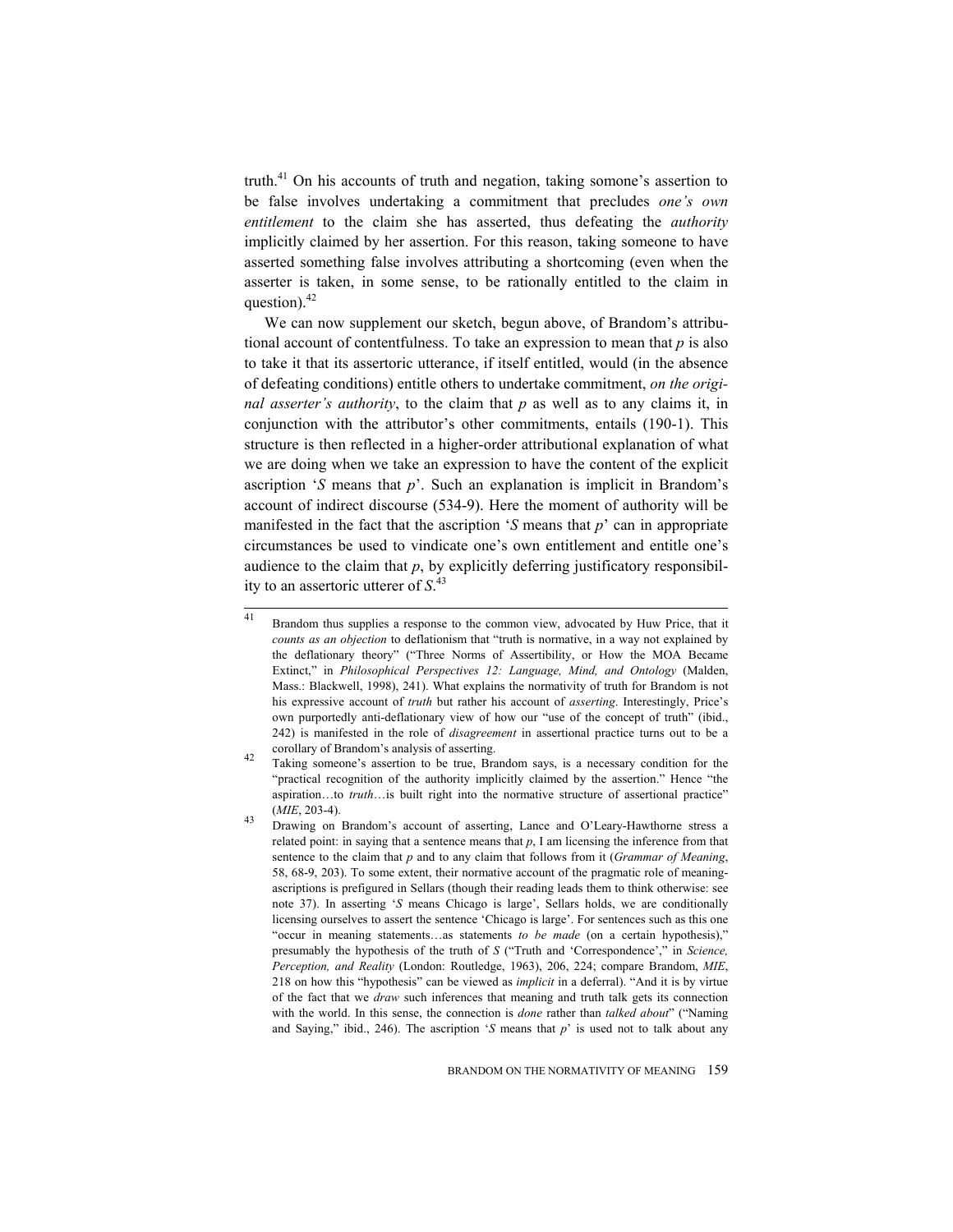truth.[41] On his accounts of truth and negation, taking somone's assertion to be false involves undertaking a commitment that precludes *one's own entitlement* to the claim she has asserted, thus defeating the *authority* implicitly claimed by her assertion. For this reason, taking someone to have asserted something false involves attributing a shortcoming (even when the asserter is taken, in some sense, to be rationally entitled to the claim in question).[42]

We can now supplement our sketch, begun above, of Brandom's attributional account of contentfulness. To take an expression to mean that *p* is also to take it that its assertoric utterance, if itself entitled, would (in the absence of defeating conditions) entitle others to undertake commitment, *on the original asserter's authority*, to the claim that *p* as well as to any claims it, in conjunction with the attributor's other commitments, entails (190-1). This structure is then reflected in a higher-order attributional explanation of what we are doing when we take an expression to have the content of the explicit ascription '*S* means that *p*'. Such an explanation is implicit in Brandom's account of indirect discourse (534-9). Here the moment of authority will be manifested in the fact that the ascription '*S* means that *p*' can in appropriate circumstances be used to vindicate one's own entitlement and entitle one's audience to the claim that *p*, by explicitly deferring justificatory responsibility to an assertoric utterer of *S*.[43]

---

[41] Brandom thus supplies a response to the common view, advocated by Huw Price, that it *counts as an objection* to deflationism that "truth is normative, in a way not explained by the deflationary theory" ("Three Norms of Assertibility, or How the MOA Became Extinct," in *Philosophical Perspectives 12: Language, Mind, and Ontology* (Malden, Mass.: Blackwell, 1998), 241). What explains the normativity of truth for Brandom is not his expressive account of *truth* but rather his account of *asserting*. Interestingly, Price's own purportedly anti-deflationary view of how our "use of the concept of truth" (ibid., 242) is manifested in the role of *disagreement* in assertional practice turns out to be a corollary of Brandom's analysis of asserting.

[42] Taking someone's assertion to be true, Brandom says, is a necessary condition for the "practical recognition of the authority implicitly claimed by the assertion." Hence "the aspiration…to *truth*…is built right into the normative structure of assertional practice" (*MIE*, 203-4).

[43] Drawing on Brandom's account of asserting, Lance and O'Leary-Hawthorne stress a related point: in saying that a sentence means that *p*, I am licensing the inference from that sentence to the claim that *p* and to any claim that follows from it (*Grammar of Meaning*, 58, 68-9, 203). To some extent, their normative account of the pragmatic role of meaning-ascriptions is prefigured in Sellars (though their reading leads them to think otherwise: see note 37). In asserting '*S* means Chicago is large', Sellars holds, we are conditionally licensing ourselves to assert the sentence 'Chicago is large'. For sentences such as this one "occur in meaning statements…as statements *to be made* (on a certain hypothesis)," presumably the hypothesis of the truth of *S* ("Truth and 'Correspondence'," in *Science, Perception, and Reality* (London: Routledge, 1963), 206, 224; compare Brandom, *MIE*, 218 on how this "hypothesis" can be viewed as *implicit* in a deferral). "And it is by virtue of the fact that we *draw* such inferences that meaning and truth talk gets its connection with the world. In this sense, the connection is *done* rather than *talked about*" ("Naming and Saying," ibid., 246). The ascription '*S* means that *p*' is used not to talk about any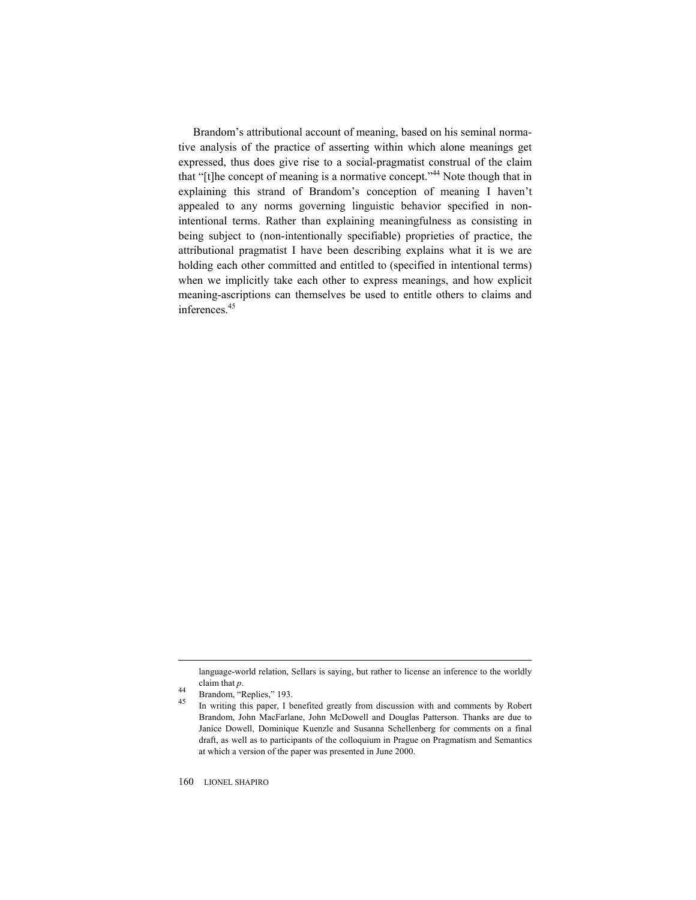Brandom's attributional account of meaning, based on his seminal normative analysis of the practice of asserting within which alone meanings get expressed, thus does give rise to a social-pragmatist construal of the claim that "[t]he concept of meaning is a normative concept."[44] Note though that in explaining this strand of Brandom's conception of meaning I haven't appealed to any norms governing linguistic behavior specified in non-intentional terms. Rather than explaining meaningfulness as consisting in being subject to (non-intentionally specifiable) proprieties of practice, the attributional pragmatist I have been describing explains what it is we are holding each other committed and entitled to (specified in intentional terms) when we implicitly take each other to express meanings, and how explicit meaning-ascriptions can themselves be used to entitle others to claims and inferences.[45]

---

language-world relation, Sellars is saying, but rather to license an inference to the worldly claim that *p*.

[44] Brandom, "Replies," 193.

[45] In writing this paper, I benefited greatly from discussion with and comments by Robert Brandom, John MacFarlane, John McDowell and Douglas Patterson. Thanks are due to Janice Dowell, Dominique Kuenzle and Susanna Schellenberg for comments on a final draft, as well as to participants of the colloquium in Prague on Pragmatism and Semantics at which a version of the paper was presented in June 2000.